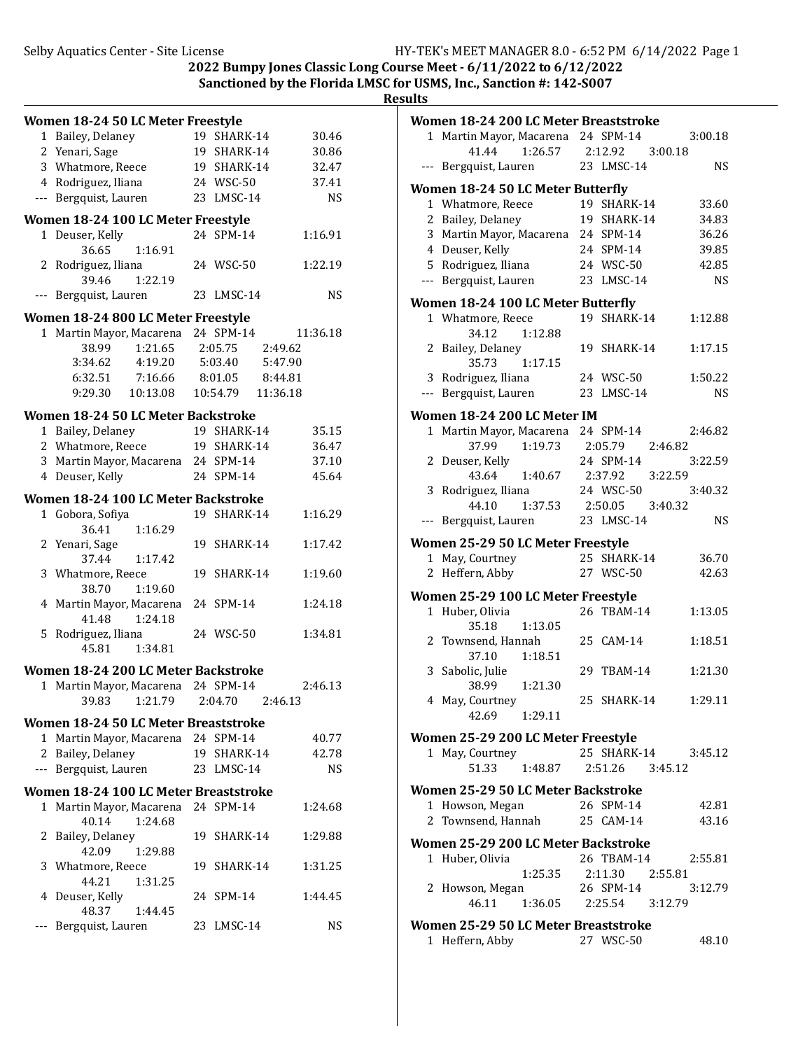**2022 Bumpy Jones Classic Long Course Meet - 6/11/2022 to 6/12/2022**

**Sanctioned by the Florida LMSC for USMS, Inc., Sanction #: 142-S007**

**Results**

### Women 18-24 50 LC Meter Freestyle

| Place | Name | Age | Team | Time |
|---|---|---|---|---|
| 1 | Bailey, Delaney | 19 | SHARK-14 | 30.46 |
| 2 | Yenari, Sage | 19 | SHARK-14 | 30.86 |
| 3 | Whatmore, Reece | 19 | SHARK-14 | 32.47 |
| 4 | Rodriguez, Iliana | 24 | WSC-50 | 37.41 |
| --- | Bergquist, Lauren | 23 | LMSC-14 | NS |

### Women 18-24 100 LC Meter Freestyle

| Place | Name | Age | Team | Time |
|---|---|---|---|---|
| 1 | Deuser, Kelly | 24 | SPM-14 | 1:16.91 |
| | 36.65 1:16.91 | | | |
| 2 | Rodriguez, Iliana | 24 | WSC-50 | 1:22.19 |
| | 39.46 1:22.19 | | | |
| --- | Bergquist, Lauren | 23 | LMSC-14 | NS |

### Women 18-24 800 LC Meter Freestyle

| Place | Name | Age | Team | Time |
|---|---|---|---|---|
| 1 | Martin Mayor, Macarena | 24 | SPM-14 | 11:36.18 |
| | 38.99 1:21.65 2:05.75 2:49.62 | | | |
| | 3:34.62 4:19.20 5:03.40 5:47.90 | | | |
| | 6:32.51 7:16.66 8:01.05 8:44.81 | | | |
| | 9:29.30 10:13.08 10:54.79 11:36.18 | | | |

### Women 18-24 50 LC Meter Backstroke

| Place | Name | Age | Team | Time |
|---|---|---|---|---|
| 1 | Bailey, Delaney | 19 | SHARK-14 | 35.15 |
| 2 | Whatmore, Reece | 19 | SHARK-14 | 36.47 |
| 3 | Martin Mayor, Macarena | 24 | SPM-14 | 37.10 |
| 4 | Deuser, Kelly | 24 | SPM-14 | 45.64 |

### Women 18-24 100 LC Meter Backstroke

| Place | Name | Age | Team | Time |
|---|---|---|---|---|
| 1 | Gobora, Sofiya | 19 | SHARK-14 | 1:16.29 |
| | 36.41 1:16.29 | | | |
| 2 | Yenari, Sage | 19 | SHARK-14 | 1:17.42 |
| | 37.44 1:17.42 | | | |
| 3 | Whatmore, Reece | 19 | SHARK-14 | 1:19.60 |
| | 38.70 1:19.60 | | | |
| 4 | Martin Mayor, Macarena | 24 | SPM-14 | 1:24.18 |
| | 41.48 1:24.18 | | | |
| 5 | Rodriguez, Iliana | 24 | WSC-50 | 1:34.81 |
| | 45.81 1:34.81 | | | |

### Women 18-24 200 LC Meter Backstroke

| Place | Name | Age | Team | Time |
|---|---|---|---|---|
| 1 | Martin Mayor, Macarena | 24 | SPM-14 | 2:46.13 |
| | 39.83 1:21.79 2:04.70 2:46.13 | | | |

### Women 18-24 50 LC Meter Breaststroke

| Place | Name | Age | Team | Time |
|---|---|---|---|---|
| 1 | Martin Mayor, Macarena | 24 | SPM-14 | 40.77 |
| 2 | Bailey, Delaney | 19 | SHARK-14 | 42.78 |
| --- | Bergquist, Lauren | 23 | LMSC-14 | NS |

### Women 18-24 100 LC Meter Breaststroke

| Place | Name | Age | Team | Time |
|---|---|---|---|---|
| 1 | Martin Mayor, Macarena | 24 | SPM-14 | 1:24.68 |
| | 40.14 1:24.68 | | | |
| 2 | Bailey, Delaney | 19 | SHARK-14 | 1:29.88 |
| | 42.09 1:29.88 | | | |
| 3 | Whatmore, Reece | 19 | SHARK-14 | 1:31.25 |
| | 44.21 1:31.25 | | | |
| 4 | Deuser, Kelly | 24 | SPM-14 | 1:44.45 |
| | 48.37 1:44.45 | | | |
| --- | Bergquist, Lauren | 23 | LMSC-14 | NS |

### Women 18-24 200 LC Meter Breaststroke

| Place | Name | Age | Team | Time |
|---|---|---|---|---|
| 1 | Martin Mayor, Macarena | 24 | SPM-14 | 3:00.18 |
| | 41.44 1:26.57 2:12.92 3:00.18 | | | |
| --- | Bergquist, Lauren | 23 | LMSC-14 | NS |

### Women 18-24 50 LC Meter Butterfly

| Place | Name | Age | Team | Time |
|---|---|---|---|---|
| 1 | Whatmore, Reece | 19 | SHARK-14 | 33.60 |
| 2 | Bailey, Delaney | 19 | SHARK-14 | 34.83 |
| 3 | Martin Mayor, Macarena | 24 | SPM-14 | 36.26 |
| 4 | Deuser, Kelly | 24 | SPM-14 | 39.85 |
| 5 | Rodriguez, Iliana | 24 | WSC-50 | 42.85 |
| --- | Bergquist, Lauren | 23 | LMSC-14 | NS |

### Women 18-24 100 LC Meter Butterfly

| Place | Name | Age | Team | Time |
|---|---|---|---|---|
| 1 | Whatmore, Reece | 19 | SHARK-14 | 1:12.88 |
| | 34.12 1:12.88 | | | |
| 2 | Bailey, Delaney | 19 | SHARK-14 | 1:17.15 |
| | 35.73 1:17.15 | | | |
| 3 | Rodriguez, Iliana | 24 | WSC-50 | 1:50.22 |
| --- | Bergquist, Lauren | 23 | LMSC-14 | NS |

### Women 18-24 200 LC Meter IM

| Place | Name | Age | Team | Time |
|---|---|---|---|---|
| 1 | Martin Mayor, Macarena | 24 | SPM-14 | 2:46.82 |
| | 37.99 1:19.73 2:05.79 2:46.82 | | | |
| 2 | Deuser, Kelly | 24 | SPM-14 | 3:22.59 |
| | 43.64 1:40.67 2:37.92 3:22.59 | | | |
| 3 | Rodriguez, Iliana | 24 | WSC-50 | 3:40.32 |
| | 44.10 1:37.53 2:50.05 3:40.32 | | | |
| --- | Bergquist, Lauren | 23 | LMSC-14 | NS |

### Women 25-29 50 LC Meter Freestyle

| Place | Name | Age | Team | Time |
|---|---|---|---|---|
| 1 | May, Courtney | 25 | SHARK-14 | 36.70 |
| 2 | Heffern, Abby | 27 | WSC-50 | 42.63 |

### Women 25-29 100 LC Meter Freestyle

| Place | Name | Age | Team | Time |
|---|---|---|---|---|
| 1 | Huber, Olivia | 26 | TBAM-14 | 1:13.05 |
| | 35.18 1:13.05 | | | |
| 2 | Townsend, Hannah | 25 | CAM-14 | 1:18.51 |
| | 37.10 1:18.51 | | | |
| 3 | Sabolic, Julie | 29 | TBAM-14 | 1:21.30 |
| | 38.99 1:21.30 | | | |
| 4 | May, Courtney | 25 | SHARK-14 | 1:29.11 |
| | 42.69 1:29.11 | | | |

### Women 25-29 200 LC Meter Freestyle

| Place | Name | Age | Team | Time |
|---|---|---|---|---|
| 1 | May, Courtney | 25 | SHARK-14 | 3:45.12 |
| | 51.33 1:48.87 2:51.26 3:45.12 | | | |

### Women 25-29 50 LC Meter Backstroke

| Place | Name | Age | Team | Time |
|---|---|---|---|---|
| 1 | Howson, Megan | 26 | SPM-14 | 42.81 |
| 2 | Townsend, Hannah | 25 | CAM-14 | 43.16 |

### Women 25-29 200 LC Meter Backstroke

| Place | Name | Age | Team | Time |
|---|---|---|---|---|
| 1 | Huber, Olivia | 26 | TBAM-14 | 2:55.81 |
| | 1:25.35 2:11.30 2:55.81 | | | |
| 2 | Howson, Megan | 26 | SPM-14 | 3:12.79 |
| | 46.11 1:36.05 2:25.54 3:12.79 | | | |

### Women 25-29 50 LC Meter Breaststroke

| Place | Name | Age | Team | Time |
|---|---|---|---|---|
| 1 | Heffern, Abby | 27 | WSC-50 | 48.10 |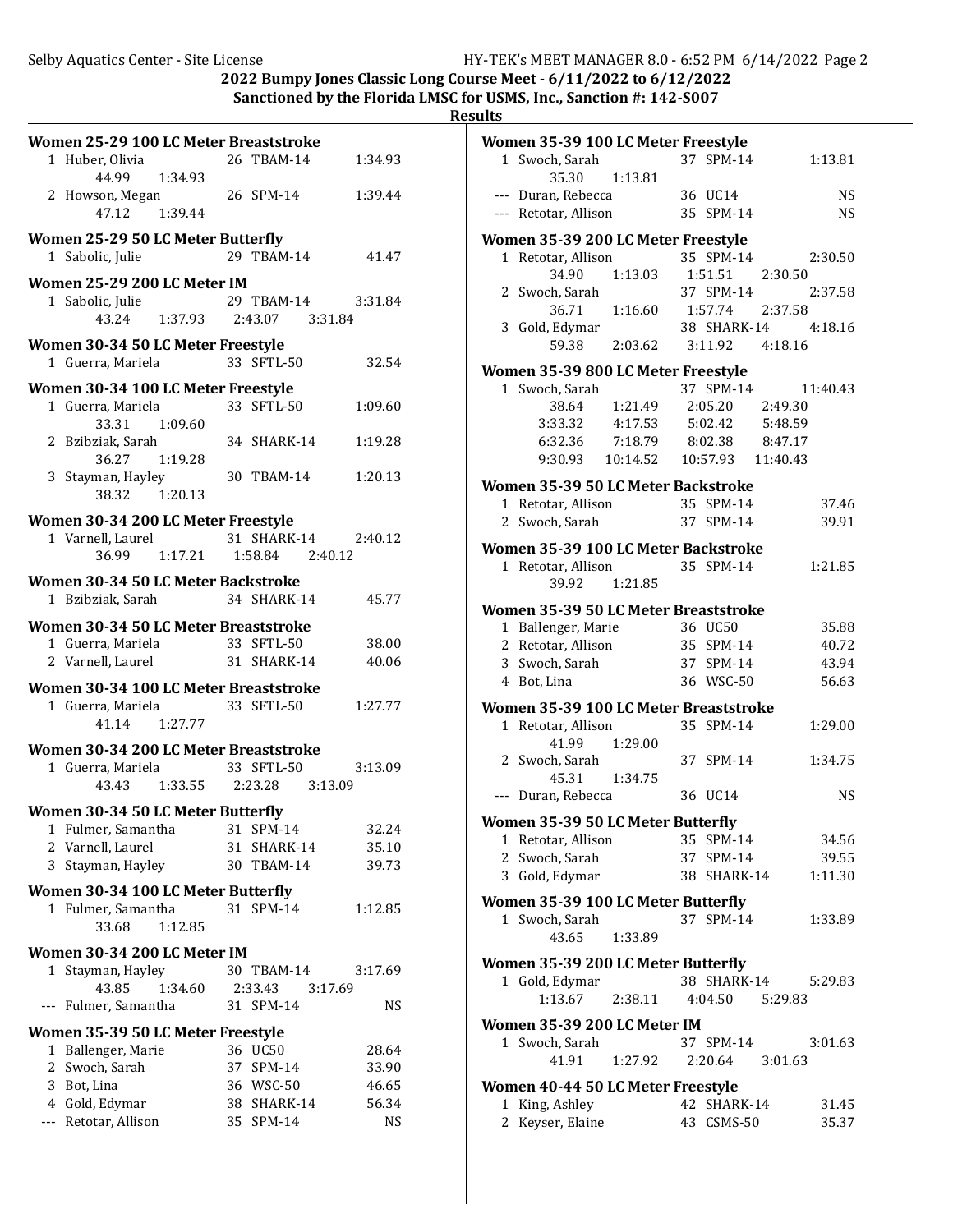## 2022 Bumpy Jones Classic Long Course Meet - 6/11/2022 to 6/12/2022

**Sanctioned by the Florida LMSC for USMS, Inc., Sanction #: 142-S007**

**Results**

### Women 25-29 100 LC Meter Breaststroke

```
  1 Huber, Olivia              26 TBAM-14          1:34.93
        44.99     1:34.93
  2 Howson, Megan              26 SPM-14           1:39.44
        47.12     1:39.44
```

### Women 25-29 50 LC Meter Butterfly

```
  1 Sabolic, Julie             29 TBAM-14            41.47
```

### Women 25-29 200 LC Meter IM

```
  1 Sabolic, Julie             29 TBAM-14          3:31.84
        43.24     1:37.93     2:43.07     3:31.84
```

### Women 30-34 50 LC Meter Freestyle

```
  1 Guerra, Mariela            33 SFTL-50            32.54
```

### Women 30-34 100 LC Meter Freestyle

```
  1 Guerra, Mariela            33 SFTL-50          1:09.60
        33.31     1:09.60
  2 Bzibziak, Sarah            34 SHARK-14         1:19.28
        36.27     1:19.28
  3 Stayman, Hayley            30 TBAM-14          1:20.13
        38.32     1:20.13
```

### Women 30-34 200 LC Meter Freestyle

```
  1 Varnell, Laurel            31 SHARK-14         2:40.12
        36.99     1:17.21     1:58.84     2:40.12
```

### Women 30-34 50 LC Meter Backstroke

```
  1 Bzibziak, Sarah            34 SHARK-14           45.77
```

### Women 30-34 50 LC Meter Breaststroke

```
  1 Guerra, Mariela            33 SFTL-50            38.00
  2 Varnell, Laurel            31 SHARK-14           40.06
```

### Women 30-34 100 LC Meter Breaststroke

```
  1 Guerra, Mariela            33 SFTL-50          1:27.77
        41.14     1:27.77
```

### Women 30-34 200 LC Meter Breaststroke

```
  1 Guerra, Mariela            33 SFTL-50          3:13.09
        43.43     1:33.55     2:23.28     3:13.09
```

### Women 30-34 50 LC Meter Butterfly

```
  1 Fulmer, Samantha           31 SPM-14             32.24
  2 Varnell, Laurel            31 SHARK-14           35.10
  3 Stayman, Hayley            30 TBAM-14            39.73
```

### Women 30-34 100 LC Meter Butterfly

```
  1 Fulmer, Samantha           31 SPM-14           1:12.85
        33.68     1:12.85
```

### Women 30-34 200 LC Meter IM

```
  1 Stayman, Hayley            30 TBAM-14          3:17.69
        43.85     1:34.60     2:33.43     3:17.69
--- Fulmer, Samantha           31 SPM-14                NS
```

### Women 35-39 50 LC Meter Freestyle

```
  1 Ballenger, Marie           36 UC50               28.64
  2 Swoch, Sarah               37 SPM-14             33.90
  3 Bot, Lina                  36 WSC-50             46.65
  4 Gold, Edymar               38 SHARK-14           56.34
--- Retotar, Allison           35 SPM-14                NS
```

### Women 35-39 100 LC Meter Freestyle

```
  1 Swoch, Sarah               37 SPM-14           1:13.81
        35.30     1:13.81
--- Duran, Rebecca             36 UC14                  NS
--- Retotar, Allison           35 SPM-14                NS
```

### Women 35-39 200 LC Meter Freestyle

```
  1 Retotar, Allison           35 SPM-14           2:30.50
        34.90     1:13.03     1:51.51     2:30.50
  2 Swoch, Sarah               37 SPM-14           2:37.58
        36.71     1:16.60     1:57.74     2:37.58
  3 Gold, Edymar               38 SHARK-14         4:18.16
        59.38     2:03.62     3:11.92     4:18.16
```

### Women 35-39 800 LC Meter Freestyle

```
  1 Swoch, Sarah               37 SPM-14          11:40.43
        38.64     1:21.49     2:05.20     2:49.30
      3:33.32     4:17.53     5:02.42     5:48.59
      6:32.36     7:18.79     8:02.38     8:47.17
      9:30.93    10:14.52    10:57.93    11:40.43
```

### Women 35-39 50 LC Meter Backstroke

```
  1 Retotar, Allison           35 SPM-14             37.46
  2 Swoch, Sarah               37 SPM-14             39.91
```

### Women 35-39 100 LC Meter Backstroke

```
  1 Retotar, Allison           35 SPM-14           1:21.85
        39.92     1:21.85
```

### Women 35-39 50 LC Meter Breaststroke

```
  1 Ballenger, Marie           36 UC50               35.88
  2 Retotar, Allison           35 SPM-14             40.72
  3 Swoch, Sarah               37 SPM-14             43.94
  4 Bot, Lina                  36 WSC-50             56.63
```

### Women 35-39 100 LC Meter Breaststroke

```
  1 Retotar, Allison           35 SPM-14           1:29.00
        41.99     1:29.00
  2 Swoch, Sarah               37 SPM-14           1:34.75
        45.31     1:34.75
--- Duran, Rebecca             36 UC14                  NS
```

### Women 35-39 50 LC Meter Butterfly

```
  1 Retotar, Allison           35 SPM-14             34.56
  2 Swoch, Sarah               37 SPM-14             39.55
  3 Gold, Edymar               38 SHARK-14         1:11.30
```

### Women 35-39 100 LC Meter Butterfly

```
  1 Swoch, Sarah               37 SPM-14           1:33.89
        43.65     1:33.89
```

### Women 35-39 200 LC Meter Butterfly

```
  1 Gold, Edymar               38 SHARK-14         5:29.83
      1:13.67     2:38.11     4:04.50     5:29.83
```

### Women 35-39 200 LC Meter IM

```
  1 Swoch, Sarah               37 SPM-14           3:01.63
        41.91     1:27.92     2:20.64     3:01.63
```

### Women 40-44 50 LC Meter Freestyle

```
  1 King, Ashley               42 SHARK-14           31.45
  2 Keyser, Elaine             43 CSMS-50            35.37
```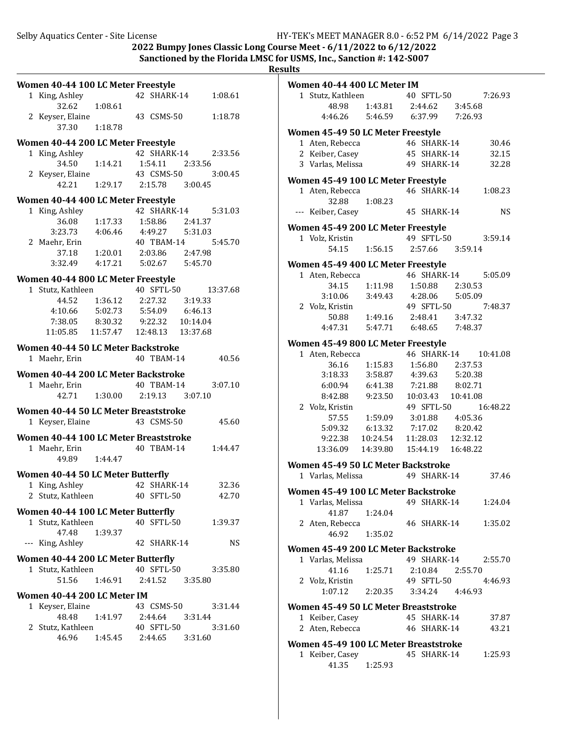2022 Bumpy Jones Classic Long Course Meet - 6/11/2022 to 6/12/2022

Sanctioned by the Florida LMSC for USMS, Inc., Sanction #: 142-S007

**Results**

### Women 40-44 100 LC Meter Freestyle

```
  1 King, Ashley               42 SHARK-14         1:08.61
        32.62     1:08.61
  2 Keyser, Elaine             43 CSMS-50          1:18.78
        37.30     1:18.78
```

### Women 40-44 200 LC Meter Freestyle

```
  1 King, Ashley               42 SHARK-14         2:33.56
        34.50     1:14.21     1:54.11     2:33.56
  2 Keyser, Elaine             43 CSMS-50          3:00.45
        42.21     1:29.17     2:15.78     3:00.45
```

### Women 40-44 400 LC Meter Freestyle

```
  1 King, Ashley               42 SHARK-14         5:31.03
        36.08     1:17.33     1:58.86     2:41.37
      3:23.73     4:06.46     4:49.27     5:31.03
  2 Maehr, Erin                40 TBAM-14          5:45.70
        37.18     1:20.01     2:03.86     2:47.98
      3:32.49     4:17.21     5:02.67     5:45.70
```

### Women 40-44 800 LC Meter Freestyle

```
  1 Stutz, Kathleen            40 SFTL-50         13:37.68
        44.52     1:36.12     2:27.32     3:19.33
      4:10.66     5:02.73     5:54.09     6:46.13
      7:38.05     8:30.32     9:22.32    10:14.04
     11:05.85    11:57.47    12:48.13    13:37.68
```

### Women 40-44 50 LC Meter Backstroke

```
  1 Maehr, Erin                40 TBAM-14            40.56
```

### Women 40-44 200 LC Meter Backstroke

```
  1 Maehr, Erin                40 TBAM-14          3:07.10
        42.71     1:30.00     2:19.13     3:07.10
```

### Women 40-44 50 LC Meter Breaststroke

```
  1 Keyser, Elaine             43 CSMS-50            45.60
```

### Women 40-44 100 LC Meter Breaststroke

```
  1 Maehr, Erin                40 TBAM-14          1:44.47
        49.89     1:44.47
```

### Women 40-44 50 LC Meter Butterfly

```
  1 King, Ashley               42 SHARK-14           32.36
  2 Stutz, Kathleen            40 SFTL-50            42.70
```

### Women 40-44 100 LC Meter Butterfly

```
  1 Stutz, Kathleen            40 SFTL-50          1:39.37
        47.48     1:39.37
--- King, Ashley               42 SHARK-14              NS
```

### Women 40-44 200 LC Meter Butterfly

```
  1 Stutz, Kathleen            40 SFTL-50          3:35.80
        51.56     1:46.91     2:41.52     3:35.80
```

### Women 40-44 200 LC Meter IM

```
  1 Keyser, Elaine             43 CSMS-50          3:31.44
        48.48     1:41.97     2:44.64     3:31.44
  2 Stutz, Kathleen            40 SFTL-50          3:31.60
        46.96     1:45.45     2:44.65     3:31.60
```

### Women 40-44 400 LC Meter IM

```
  1 Stutz, Kathleen            40 SFTL-50          7:26.93
        48.98     1:43.81     2:44.62     3:45.68
      4:46.26     5:46.59     6:37.99     7:26.93
```

### Women 45-49 50 LC Meter Freestyle

```
  1 Aten, Rebecca              46 SHARK-14           30.46
  2 Keiber, Casey              45 SHARK-14           32.15
  3 Varlas, Melissa            49 SHARK-14           32.28
```

### Women 45-49 100 LC Meter Freestyle

```
  1 Aten, Rebecca              46 SHARK-14         1:08.23
        32.88     1:08.23
--- Keiber, Casey              45 SHARK-14              NS
```

### Women 45-49 200 LC Meter Freestyle

```
  1 Volz, Kristin              49 SFTL-50          3:59.14
        54.15     1:56.15     2:57.66     3:59.14
```

### Women 45-49 400 LC Meter Freestyle

```
  1 Aten, Rebecca              46 SHARK-14         5:05.09
        34.15     1:11.98     1:50.88     2:30.53
      3:10.06     3:49.43     4:28.06     5:05.09
  2 Volz, Kristin              49 SFTL-50          7:48.37
        50.88     1:49.16     2:48.41     3:47.32
      4:47.31     5:47.71     6:48.65     7:48.37
```

### Women 45-49 800 LC Meter Freestyle

```
  1 Aten, Rebecca              46 SHARK-14        10:41.08
        36.16     1:15.83     1:56.80     2:37.53
      3:18.33     3:58.87     4:39.63     5:20.38
      6:00.94     6:41.38     7:21.88     8:02.71
      8:42.88     9:23.50    10:03.43    10:41.08
  2 Volz, Kristin              49 SFTL-50         16:48.22
        57.55     1:59.09     3:01.88     4:05.36
      5:09.32     6:13.32     7:17.02     8:20.42
      9:22.38    10:24.54    11:28.03    12:32.12
     13:36.09    14:39.80    15:44.19    16:48.22
```

### Women 45-49 50 LC Meter Backstroke

```
  1 Varlas, Melissa            49 SHARK-14           37.46
```

### Women 45-49 100 LC Meter Backstroke

```
  1 Varlas, Melissa            49 SHARK-14         1:24.04
        41.87     1:24.04
  2 Aten, Rebecca              46 SHARK-14         1:35.02
        46.92     1:35.02
```

### Women 45-49 200 LC Meter Backstroke

```
  1 Varlas, Melissa            49 SHARK-14         2:55.70
        41.16     1:25.71     2:10.84     2:55.70
  2 Volz, Kristin              49 SFTL-50          4:46.93
      1:07.12     2:20.35     3:34.24     4:46.93
```

### Women 45-49 50 LC Meter Breaststroke

```
  1 Keiber, Casey              45 SHARK-14           37.87
  2 Aten, Rebecca              46 SHARK-14           43.21
```

### Women 45-49 100 LC Meter Breaststroke

```
  1 Keiber, Casey              45 SHARK-14         1:25.93
        41.35     1:25.93
```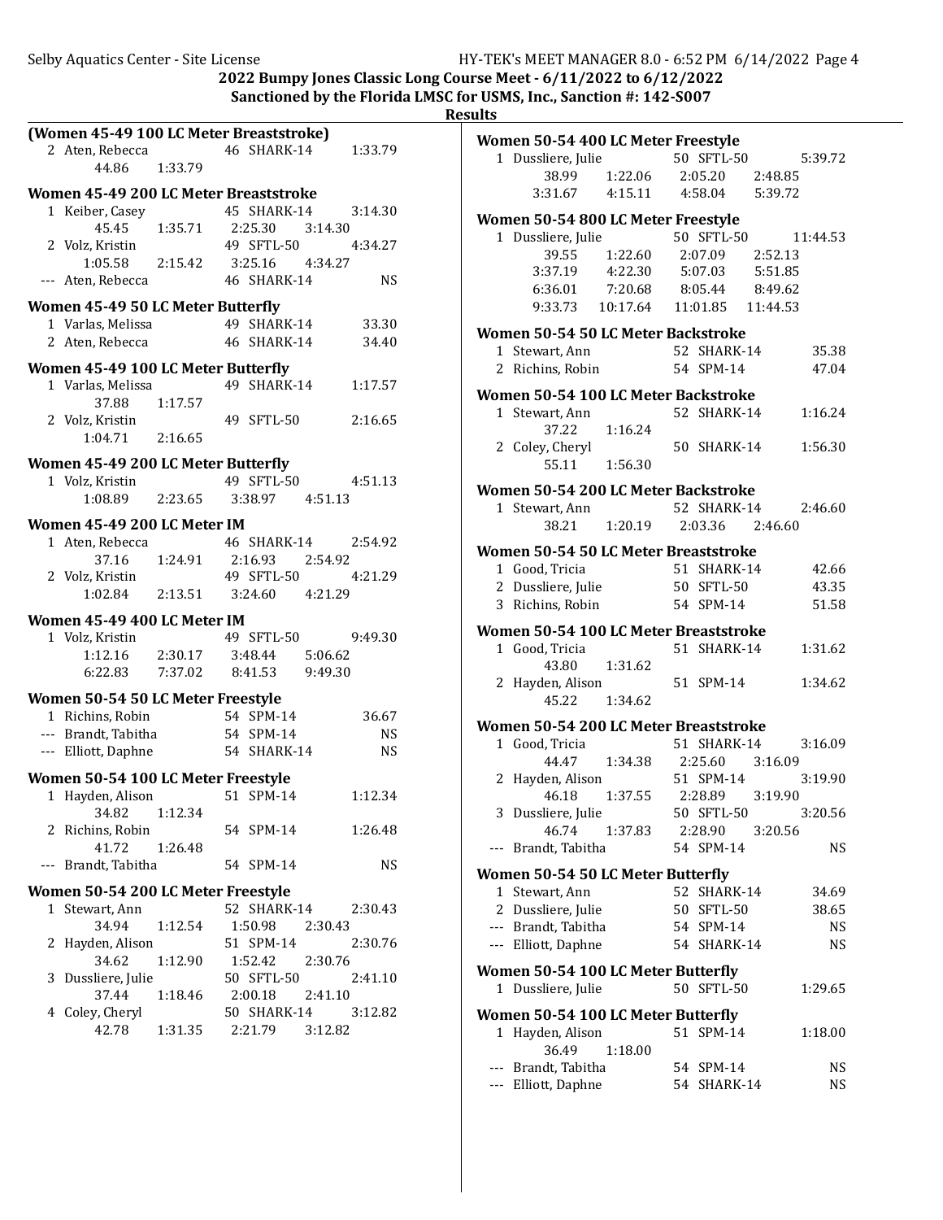**2022 Bumpy Jones Classic Long Course Meet - 6/11/2022 to 6/12/2022**
**Sanctioned by the Florida LMSC for USMS, Inc., Sanction #: 142-S007**
**Results**

### (Women 45-49 100 LC Meter Breaststroke)

```
  2 Aten, Rebecca              46 SHARK-14          1:33.79
        44.86     1:33.79
```

### Women 45-49 200 LC Meter Breaststroke

```
  1 Keiber, Casey              45 SHARK-14          3:14.30
        45.45     1:35.71     2:25.30     3:14.30
  2 Volz, Kristin              49 SFTL-50           4:34.27
      1:05.58     2:15.42     3:25.16     4:34.27
--- Aten, Rebecca              46 SHARK-14               NS
```

### Women 45-49 50 LC Meter Butterfly

```
  1 Varlas, Melissa            49 SHARK-14            33.30
  2 Aten, Rebecca              46 SHARK-14            34.40
```

### Women 45-49 100 LC Meter Butterfly

```
  1 Varlas, Melissa            49 SHARK-14          1:17.57
        37.88     1:17.57
  2 Volz, Kristin              49 SFTL-50           2:16.65
      1:04.71     2:16.65
```

### Women 45-49 200 LC Meter Butterfly

```
  1 Volz, Kristin              49 SFTL-50           4:51.13
      1:08.89     2:23.65     3:38.97     4:51.13
```

### Women 45-49 200 LC Meter IM

```
  1 Aten, Rebecca              46 SHARK-14          2:54.92
        37.16     1:24.91     2:16.93     2:54.92
  2 Volz, Kristin              49 SFTL-50           4:21.29
      1:02.84     2:13.51     3:24.60     4:21.29
```

### Women 45-49 400 LC Meter IM

```
  1 Volz, Kristin              49 SFTL-50           9:49.30
      1:12.16     2:30.17     3:48.44     5:06.62
      6:22.83     7:37.02     8:41.53     9:49.30
```

### Women 50-54 50 LC Meter Freestyle

```
  1 Richins, Robin             54 SPM-14              36.67
--- Brandt, Tabitha            54 SPM-14                 NS
--- Elliott, Daphne            54 SHARK-14               NS
```

### Women 50-54 100 LC Meter Freestyle

```
  1 Hayden, Alison             51 SPM-14            1:12.34
        34.82     1:12.34
  2 Richins, Robin             54 SPM-14            1:26.48
        41.72     1:26.48
--- Brandt, Tabitha            54 SPM-14                 NS
```

### Women 50-54 200 LC Meter Freestyle

```
  1 Stewart, Ann               52 SHARK-14          2:30.43
        34.94     1:12.54     1:50.98     2:30.43
  2 Hayden, Alison             51 SPM-14            2:30.76
        34.62     1:12.90     1:52.42     2:30.76
  3 Dussliere, Julie           50 SFTL-50           2:41.10
        37.44     1:18.46     2:00.18     2:41.10
  4 Coley, Cheryl              50 SHARK-14          3:12.82
        42.78     1:31.35     2:21.79     3:12.82
```

### Women 50-54 400 LC Meter Freestyle

```
  1 Dussliere, Julie           50 SFTL-50           5:39.72
        38.99     1:22.06     2:05.20     2:48.85
      3:31.67     4:15.11     4:58.04     5:39.72
```

### Women 50-54 800 LC Meter Freestyle

```
  1 Dussliere, Julie           50 SFTL-50          11:44.53
        39.55     1:22.60     2:07.09     2:52.13
      3:37.19     4:22.30     5:07.03     5:51.85
      6:36.01     7:20.68     8:05.44     8:49.62
      9:33.73    10:17.64    11:01.85    11:44.53
```

### Women 50-54 50 LC Meter Backstroke

```
  1 Stewart, Ann               52 SHARK-14            35.38
  2 Richins, Robin             54 SPM-14              47.04
```

### Women 50-54 100 LC Meter Backstroke

```
  1 Stewart, Ann               52 SHARK-14          1:16.24
        37.22     1:16.24
  2 Coley, Cheryl              50 SHARK-14          1:56.30
        55.11     1:56.30
```

### Women 50-54 200 LC Meter Backstroke

```
  1 Stewart, Ann               52 SHARK-14          2:46.60
        38.21     1:20.19     2:03.36     2:46.60
```

### Women 50-54 50 LC Meter Breaststroke

```
  1 Good, Tricia               51 SHARK-14            42.66
  2 Dussliere, Julie           50 SFTL-50             43.35
  3 Richins, Robin             54 SPM-14              51.58
```

### Women 50-54 100 LC Meter Breaststroke

```
  1 Good, Tricia               51 SHARK-14          1:31.62
        43.80     1:31.62
  2 Hayden, Alison             51 SPM-14            1:34.62
        45.22     1:34.62
```

### Women 50-54 200 LC Meter Breaststroke

```
  1 Good, Tricia               51 SHARK-14          3:16.09
        44.47     1:34.38     2:25.60     3:16.09
  2 Hayden, Alison             51 SPM-14            3:19.90
        46.18     1:37.55     2:28.89     3:19.90
  3 Dussliere, Julie           50 SFTL-50           3:20.56
        46.74     1:37.83     2:28.90     3:20.56
--- Brandt, Tabitha            54 SPM-14                 NS
```

### Women 50-54 50 LC Meter Butterfly

```
  1 Stewart, Ann               52 SHARK-14            34.69
  2 Dussliere, Julie           50 SFTL-50             38.65
--- Brandt, Tabitha            54 SPM-14                 NS
--- Elliott, Daphne            54 SHARK-14               NS
```

### Women 50-54 100 LC Meter Butterfly

```
  1 Dussliere, Julie           50 SFTL-50           1:29.65
```

### Women 50-54 100 LC Meter Butterfly

```
  1 Hayden, Alison             51 SPM-14            1:18.00
        36.49     1:18.00
--- Brandt, Tabitha            54 SPM-14                 NS
--- Elliott, Daphne            54 SHARK-14               NS
```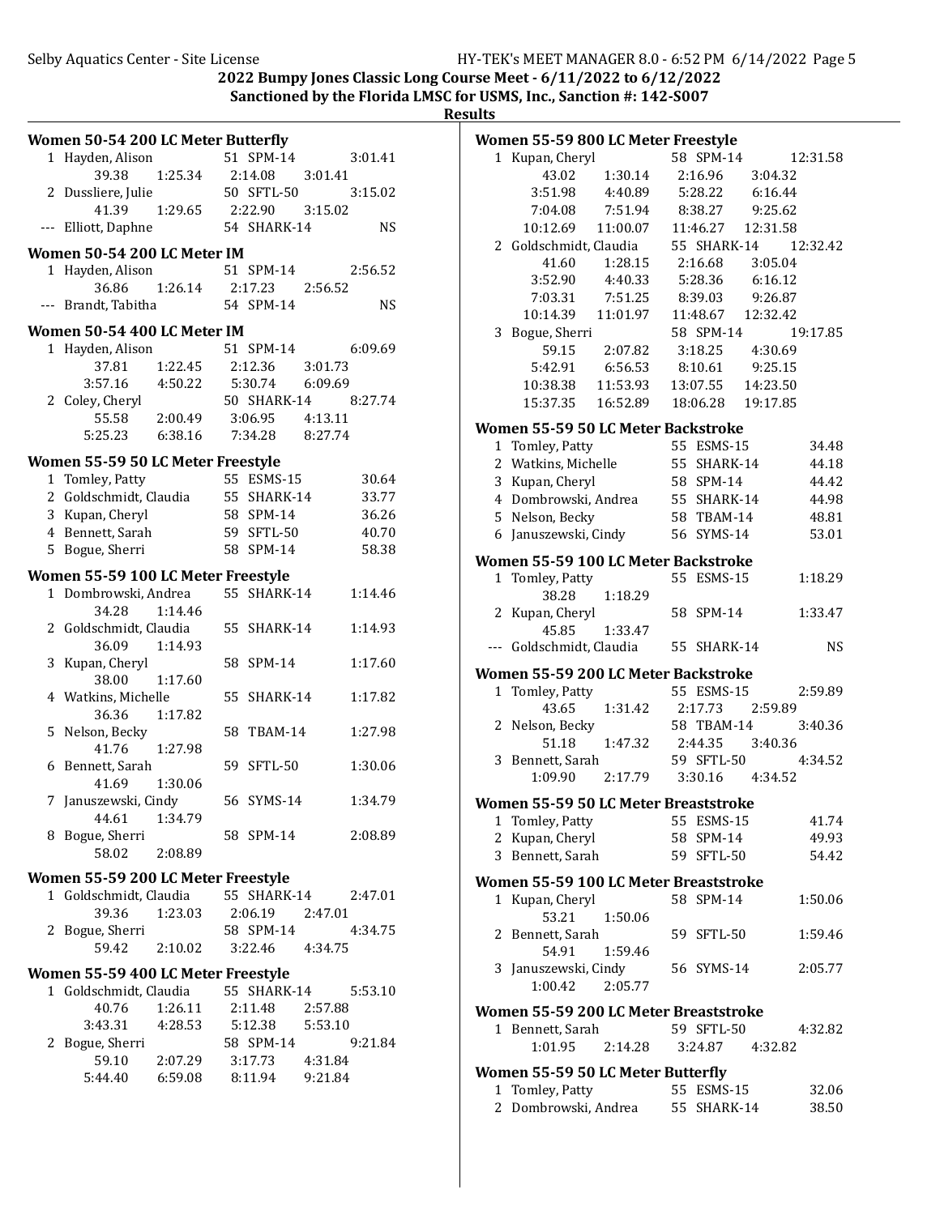**2022 Bumpy Jones Classic Long Course Meet - 6/11/2022 to 6/12/2022**
**Sanctioned by the Florida LMSC for USMS, Inc., Sanction #: 142-S007**
**Results**

### Women 50-54 200 LC Meter Butterfly

```
  1 Hayden, Alison            51 SPM-14            3:01.41
        39.38     1:25.34     2:14.08     3:01.41
  2 Dussliere, Julie          50 SFTL-50           3:15.02
        41.39     1:29.65     2:22.90     3:15.02
--- Elliott, Daphne           54 SHARK-14               NS
```

### Women 50-54 200 LC Meter IM

```
  1 Hayden, Alison            51 SPM-14            2:56.52
        36.86     1:26.14     2:17.23     2:56.52
--- Brandt, Tabitha           54 SPM-14                 NS
```

### Women 50-54 400 LC Meter IM

```
  1 Hayden, Alison            51 SPM-14            6:09.69
        37.81     1:22.45     2:12.36     3:01.73
      3:57.16     4:50.22     5:30.74     6:09.69
  2 Coley, Cheryl             50 SHARK-14          8:27.74
        55.58     2:00.49     3:06.95     4:13.11
      5:25.23     6:38.16     7:34.28     8:27.74
```

### Women 55-59 50 LC Meter Freestyle

```
  1 Tomley, Patty             55 ESMS-15             30.64
  2 Goldschmidt, Claudia      55 SHARK-14            33.77
  3 Kupan, Cheryl             58 SPM-14              36.26
  4 Bennett, Sarah            59 SFTL-50             40.70
  5 Bogue, Sherri             58 SPM-14              58.38
```

### Women 55-59 100 LC Meter Freestyle

```
  1 Dombrowski, Andrea        55 SHARK-14          1:14.46
        34.28     1:14.46
  2 Goldschmidt, Claudia      55 SHARK-14          1:14.93
        36.09     1:14.93
  3 Kupan, Cheryl             58 SPM-14            1:17.60
        38.00     1:17.60
  4 Watkins, Michelle         55 SHARK-14          1:17.82
        36.36     1:17.82
  5 Nelson, Becky             58 TBAM-14           1:27.98
        41.76     1:27.98
  6 Bennett, Sarah            59 SFTL-50           1:30.06
        41.69     1:30.06
  7 Januszewski, Cindy        56 SYMS-14           1:34.79
        44.61     1:34.79
  8 Bogue, Sherri             58 SPM-14            2:08.89
        58.02     2:08.89
```

### Women 55-59 200 LC Meter Freestyle

```
  1 Goldschmidt, Claudia      55 SHARK-14          2:47.01
        39.36     1:23.03     2:06.19     2:47.01
  2 Bogue, Sherri             58 SPM-14            4:34.75
        59.42     2:10.02     3:22.46     4:34.75
```

### Women 55-59 400 LC Meter Freestyle

```
  1 Goldschmidt, Claudia      55 SHARK-14          5:53.10
        40.76     1:26.11     2:11.48     2:57.88
      3:43.31     4:28.53     5:12.38     5:53.10
  2 Bogue, Sherri             58 SPM-14            9:21.84
        59.10     2:07.29     3:17.73     4:31.84
      5:44.40     6:59.08     8:11.94     9:21.84
```

### Women 55-59 800 LC Meter Freestyle

```
  1 Kupan, Cheryl             58 SPM-14           12:31.58
        43.02     1:30.14     2:16.96     3:04.32
      3:51.98     4:40.89     5:28.22     6:16.44
      7:04.08     7:51.94     8:38.27     9:25.62
     10:12.69    11:00.07    11:46.27    12:31.58
  2 Goldschmidt, Claudia      55 SHARK-14         12:32.42
        41.60     1:28.15     2:16.68     3:05.04
      3:52.90     4:40.33     5:28.36     6:16.12
      7:03.31     7:51.25     8:39.03     9:26.87
     10:14.39    11:01.97    11:48.67    12:32.42
  3 Bogue, Sherri             58 SPM-14           19:17.85
        59.15     2:07.82     3:18.25     4:30.69
      5:42.91     6:56.53     8:10.61     9:25.15
     10:38.38    11:53.93    13:07.55    14:23.50
     15:37.35    16:52.89    18:06.28    19:17.85
```

### Women 55-59 50 LC Meter Backstroke

```
  1 Tomley, Patty             55 ESMS-15             34.48
  2 Watkins, Michelle         55 SHARK-14            44.18
  3 Kupan, Cheryl             58 SPM-14              44.42
  4 Dombrowski, Andrea        55 SHARK-14            44.98
  5 Nelson, Becky             58 TBAM-14             48.81
  6 Januszewski, Cindy        56 SYMS-14             53.01
```

### Women 55-59 100 LC Meter Backstroke

```
  1 Tomley, Patty             55 ESMS-15           1:18.29
        38.28     1:18.29
  2 Kupan, Cheryl             58 SPM-14            1:33.47
        45.85     1:33.47
--- Goldschmidt, Claudia      55 SHARK-14               NS
```

### Women 55-59 200 LC Meter Backstroke

```
  1 Tomley, Patty             55 ESMS-15           2:59.89
        43.65     1:31.42     2:17.73     2:59.89
  2 Nelson, Becky             58 TBAM-14           3:40.36
        51.18     1:47.32     2:44.35     3:40.36
  3 Bennett, Sarah            59 SFTL-50           4:34.52
      1:09.90     2:17.79     3:30.16     4:34.52
```

### Women 55-59 50 LC Meter Breaststroke

```
  1 Tomley, Patty             55 ESMS-15             41.74
  2 Kupan, Cheryl             58 SPM-14              49.93
  3 Bennett, Sarah            59 SFTL-50             54.42
```

### Women 55-59 100 LC Meter Breaststroke

```
  1 Kupan, Cheryl             58 SPM-14            1:50.06
        53.21     1:50.06
  2 Bennett, Sarah            59 SFTL-50           1:59.46
        54.91     1:59.46
  3 Januszewski, Cindy        56 SYMS-14           2:05.77
      1:00.42     2:05.77
```

### Women 55-59 200 LC Meter Breaststroke

```
  1 Bennett, Sarah            59 SFTL-50           4:32.82
      1:01.95     2:14.28     3:24.87     4:32.82
```

### Women 55-59 50 LC Meter Butterfly

```
  1 Tomley, Patty             55 ESMS-15             32.06
  2 Dombrowski, Andrea        55 SHARK-14            38.50
```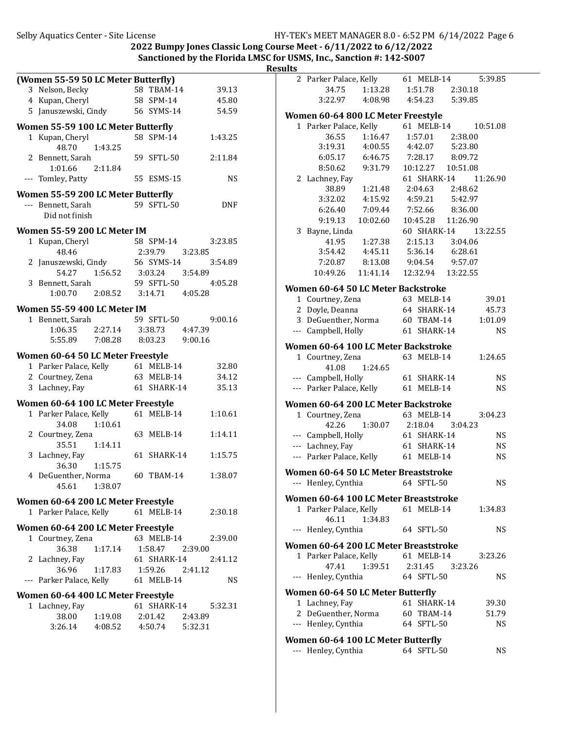2022 Bumpy Jones Classic Long Course Meet - 6/11/2022 to 6/12/2022
Sanctioned by the Florida LMSC for USMS, Inc., Sanction #: 142-S007

**Results**

### (Women 55-59 50 LC Meter Butterfly)

```
  3 Nelson, Becky             58  TBAM-14            39.13
  4 Kupan, Cheryl             58  SPM-14             45.80
  5 Januszewski, Cindy        56  SYMS-14            54.59
```

### Women 55-59 100 LC Meter Butterfly

```
  1 Kupan, Cheryl             58  SPM-14           1:43.25
        48.70     1:43.25
  2 Bennett, Sarah            59  SFTL-50          2:11.84
      1:01.66     2:11.84
--- Tomley, Patty             55  ESMS-15               NS
```

### Women 55-59 200 LC Meter Butterfly

```
--- Bennett, Sarah            59  SFTL-50              DNF
      Did not finish
```

### Women 55-59 200 LC Meter IM

```
  1 Kupan, Cheryl             58  SPM-14           3:23.85
        48.46                 2:39.79   3:23.85
  2 Januszewski, Cindy        56  SYMS-14          3:54.89
        54.27     1:56.52     3:03.24   3:54.89
  3 Bennett, Sarah            59  SFTL-50          4:05.28
      1:00.70     2:08.52     3:14.71   4:05.28
```

### Women 55-59 400 LC Meter IM

```
  1 Bennett, Sarah            59  SFTL-50          9:00.16
      1:06.35     2:27.14     3:38.73   4:47.39
      5:55.89     7:08.28     8:03.23   9:00.16
```

### Women 60-64 50 LC Meter Freestyle

```
  1 Parker Palace, Kelly      61  MELB-14            32.80
  2 Courtney, Zena            63  MELB-14            34.12
  3 Lachney, Fay              61  SHARK-14           35.13
```

### Women 60-64 100 LC Meter Freestyle

```
  1 Parker Palace, Kelly      61  MELB-14          1:10.61
        34.08     1:10.61
  2 Courtney, Zena            63  MELB-14          1:14.11
        35.51     1:14.11
  3 Lachney, Fay              61  SHARK-14         1:15.75
        36.30     1:15.75
  4 DeGuenther, Norma         60  TBAM-14          1:38.07
        45.61     1:38.07
```

### Women 60-64 200 LC Meter Freestyle

```
  1 Parker Palace, Kelly      61  MELB-14          2:30.18
```

### Women 60-64 200 LC Meter Freestyle

```
  1 Courtney, Zena            63  MELB-14          2:39.00
        36.38     1:17.14     1:58.47   2:39.00
  2 Lachney, Fay              61  SHARK-14         2:41.12
        36.96     1:17.83     1:59.26   2:41.12
--- Parker Palace, Kelly      61  MELB-14               NS
```

### Women 60-64 400 LC Meter Freestyle

```
  1 Lachney, Fay              61  SHARK-14         5:32.31
        38.00     1:19.08     2:01.42   2:43.89
      3:26.14     4:08.52     4:50.74   5:32.31
  2 Parker Palace, Kelly      61  MELB-14          5:39.85
        34.75     1:13.28     1:51.78   2:30.18
      3:22.97     4:08.98     4:54.23   5:39.85
```

### Women 60-64 800 LC Meter Freestyle

```
  1 Parker Palace, Kelly      61  MELB-14         10:51.08
        36.55     1:16.47     1:57.01   2:38.00
      3:19.31     4:00.55     4:42.07   5:23.80
      6:05.17     6:46.75     7:28.17   8:09.72
      8:50.62     9:31.79    10:12.27  10:51.08
  2 Lachney, Fay              61  SHARK-14        11:26.90
        38.89     1:21.48     2:04.63   2:48.62
      3:32.02     4:15.92     4:59.21   5:42.97
      6:26.40     7:09.44     7:52.66   8:36.00
      9:19.13    10:02.60    10:45.28  11:26.90
  3 Bayne, Linda              60  SHARK-14        13:22.55
        41.95     1:27.38     2:15.13   3:04.06
      3:54.42     4:45.11     5:36.14   6:28.61
      7:20.87     8:13.08     9:04.54   9:57.07
     10:49.26    11:41.14    12:32.94  13:22.55
```

### Women 60-64 50 LC Meter Backstroke

```
  1 Courtney, Zena            63  MELB-14            39.01
  2 Doyle, Deanna             64  SHARK-14           45.73
  3 DeGuenther, Norma         60  TBAM-14          1:01.09
--- Campbell, Holly           61  SHARK-14              NS
```

### Women 60-64 100 LC Meter Backstroke

```
  1 Courtney, Zena            63  MELB-14          1:24.65
        41.08     1:24.65
--- Campbell, Holly           61  SHARK-14              NS
--- Parker Palace, Kelly      61  MELB-14               NS
```

### Women 60-64 200 LC Meter Backstroke

```
  1 Courtney, Zena            63  MELB-14          3:04.23
        42.26     1:30.07     2:18.04   3:04.23
--- Campbell, Holly           61  SHARK-14              NS
--- Lachney, Fay              61  SHARK-14              NS
--- Parker Palace, Kelly      61  MELB-14               NS
```

### Women 60-64 50 LC Meter Breaststroke

```
--- Henley, Cynthia           64  SFTL-50               NS
```

### Women 60-64 100 LC Meter Breaststroke

```
  1 Parker Palace, Kelly      61  MELB-14          1:34.83
        46.11     1:34.83
--- Henley, Cynthia           64  SFTL-50               NS
```

### Women 60-64 200 LC Meter Breaststroke

```
  1 Parker Palace, Kelly      61  MELB-14          3:23.26
        47.41     1:39.51     2:31.45   3:23.26
--- Henley, Cynthia           64  SFTL-50               NS
```

### Women 60-64 50 LC Meter Butterfly

```
  1 Lachney, Fay              61  SHARK-14           39.30
  2 DeGuenther, Norma         60  TBAM-14            51.79
--- Henley, Cynthia           64  SFTL-50               NS
```

### Women 60-64 100 LC Meter Butterfly

```
--- Henley, Cynthia           64  SFTL-50               NS
```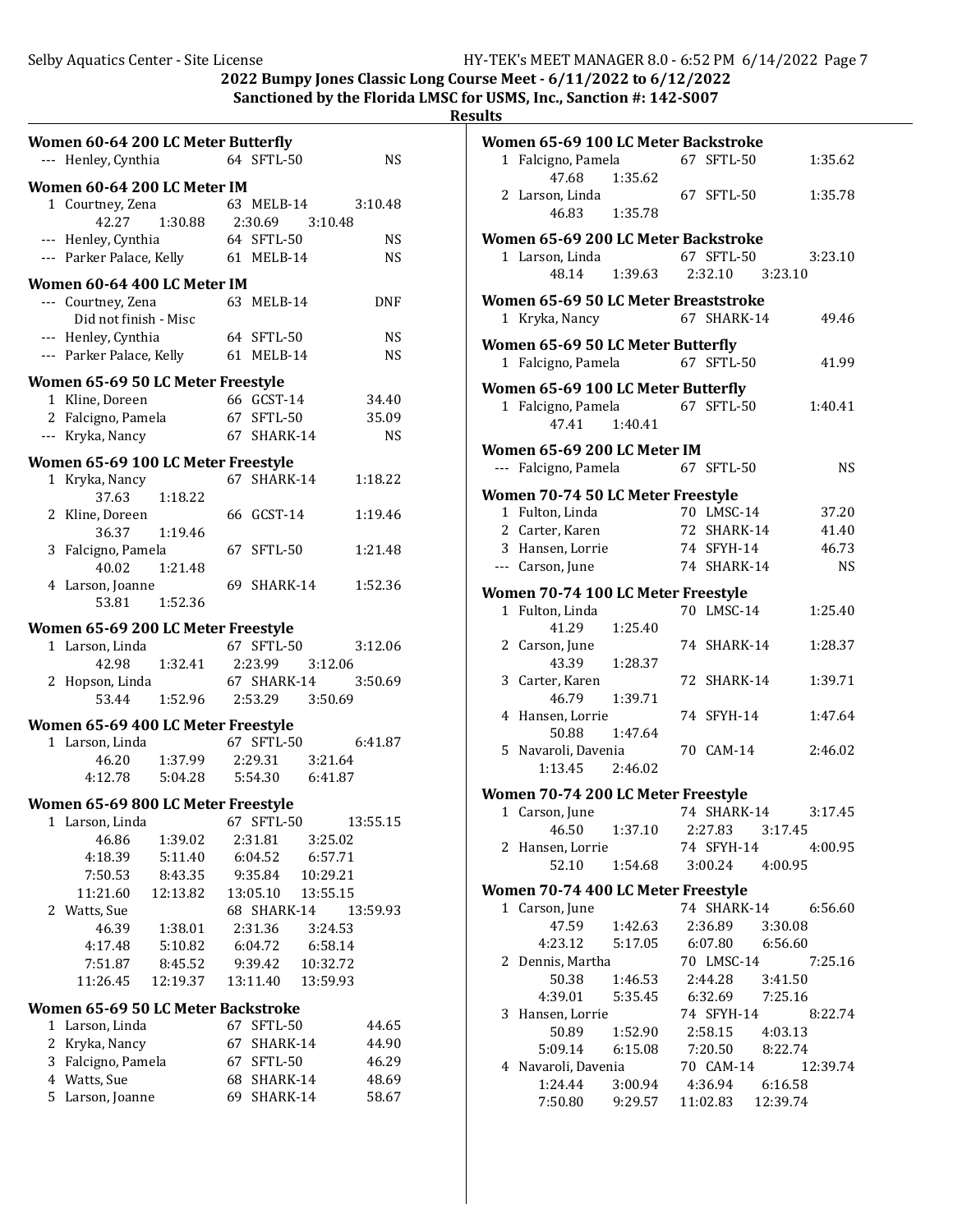2022 Bumpy Jones Classic Long Course Meet - 6/11/2022 to 6/12/2022

Sanctioned by the Florida LMSC for USMS, Inc., Sanction #: 142-S007

**Results**

### Women 60-64 200 LC Meter Butterfly

```
--- Henley, Cynthia           64 SFTL-50              NS
```

### Women 60-64 200 LC Meter IM

```
  1 Courtney, Zena            63 MELB-14         3:10.48
       42.27    1:30.88    2:30.69    3:10.48
--- Henley, Cynthia           64 SFTL-50              NS
--- Parker Palace, Kelly      61 MELB-14              NS
```

### Women 60-64 400 LC Meter IM

```
--- Courtney, Zena            63 MELB-14             DNF
      Did not finish - Misc
--- Henley, Cynthia           64 SFTL-50              NS
--- Parker Palace, Kelly      61 MELB-14              NS
```

### Women 65-69 50 LC Meter Freestyle

```
  1 Kline, Doreen             66 GCST-14           34.40
  2 Falcigno, Pamela          67 SFTL-50           35.09
--- Kryka, Nancy              67 SHARK-14             NS
```

### Women 65-69 100 LC Meter Freestyle

```
  1 Kryka, Nancy              67 SHARK-14        1:18.22
       37.63    1:18.22
  2 Kline, Doreen             66 GCST-14         1:19.46
       36.37    1:19.46
  3 Falcigno, Pamela          67 SFTL-50         1:21.48
       40.02    1:21.48
  4 Larson, Joanne            69 SHARK-14        1:52.36
       53.81    1:52.36
```

### Women 65-69 200 LC Meter Freestyle

```
  1 Larson, Linda             67 SFTL-50         3:12.06
       42.98    1:32.41    2:23.99    3:12.06
  2 Hopson, Linda             67 SHARK-14        3:50.69
       53.44    1:52.96    2:53.29    3:50.69
```

### Women 65-69 400 LC Meter Freestyle

```
  1 Larson, Linda             67 SFTL-50         6:41.87
       46.20    1:37.99    2:29.31    3:21.64
     4:12.78    5:04.28    5:54.30    6:41.87
```

### Women 65-69 800 LC Meter Freestyle

```
  1 Larson, Linda             67 SFTL-50        13:55.15
       46.86    1:39.02    2:31.81    3:25.02
     4:18.39    5:11.40    6:04.52    6:57.71
     7:50.53    8:43.35    9:35.84   10:29.21
    11:21.60   12:13.82   13:05.10   13:55.15
  2 Watts, Sue                68 SHARK-14       13:59.93
       46.39    1:38.01    2:31.36    3:24.53
     4:17.48    5:10.82    6:04.72    6:58.14
     7:51.87    8:45.52    9:39.42   10:32.72
    11:26.45   12:19.37   13:11.40   13:59.93
```

### Women 65-69 50 LC Meter Backstroke

```
  1 Larson, Linda             67 SFTL-50           44.65
  2 Kryka, Nancy              67 SHARK-14          44.90
  3 Falcigno, Pamela          67 SFTL-50           46.29
  4 Watts, Sue                68 SHARK-14          48.69
  5 Larson, Joanne            69 SHARK-14          58.67
```

### Women 65-69 100 LC Meter Backstroke

```
  1 Falcigno, Pamela          67 SFTL-50         1:35.62
       47.68    1:35.62
  2 Larson, Linda             67 SFTL-50         1:35.78
       46.83    1:35.78
```

### Women 65-69 200 LC Meter Backstroke

```
  1 Larson, Linda             67 SFTL-50         3:23.10
       48.14    1:39.63    2:32.10    3:23.10
```

### Women 65-69 50 LC Meter Breaststroke

```
  1 Kryka, Nancy              67 SHARK-14          49.46
```

### Women 65-69 50 LC Meter Butterfly

```
  1 Falcigno, Pamela          67 SFTL-50           41.99
```

### Women 65-69 100 LC Meter Butterfly

```
  1 Falcigno, Pamela          67 SFTL-50         1:40.41
       47.41    1:40.41
```

### Women 65-69 200 LC Meter IM

```
--- Falcigno, Pamela          67 SFTL-50              NS
```

### Women 70-74 50 LC Meter Freestyle

```
  1 Fulton, Linda             70 LMSC-14           37.20
  2 Carter, Karen             72 SHARK-14          41.40
  3 Hansen, Lorrie            74 SFYH-14           46.73
--- Carson, June              74 SHARK-14             NS
```

### Women 70-74 100 LC Meter Freestyle

```
  1 Fulton, Linda             70 LMSC-14         1:25.40
       41.29    1:25.40
  2 Carson, June              74 SHARK-14        1:28.37
       43.39    1:28.37
  3 Carter, Karen             72 SHARK-14        1:39.71
       46.79    1:39.71
  4 Hansen, Lorrie            74 SFYH-14         1:47.64
       50.88    1:47.64
  5 Navaroli, Davenia         70 CAM-14          2:46.02
     1:13.45    2:46.02
```

### Women 70-74 200 LC Meter Freestyle

```
  1 Carson, June              74 SHARK-14        3:17.45
       46.50    1:37.10    2:27.83    3:17.45
  2 Hansen, Lorrie            74 SFYH-14         4:00.95
       52.10    1:54.68    3:00.24    4:00.95
```

### Women 70-74 400 LC Meter Freestyle

```
  1 Carson, June              74 SHARK-14        6:56.60
       47.59    1:42.63    2:36.89    3:30.08
     4:23.12    5:17.05    6:07.80    6:56.60
  2 Dennis, Martha            70 LMSC-14         7:25.16
       50.38    1:46.53    2:44.28    3:41.50
     4:39.01    5:35.45    6:32.69    7:25.16
  3 Hansen, Lorrie            74 SFYH-14         8:22.74
       50.89    1:52.90    2:58.15    4:03.13
     5:09.14    6:15.08    7:20.50    8:22.74
  4 Navaroli, Davenia         70 CAM-14         12:39.74
     1:24.44    3:00.94    4:36.94    6:16.58
     7:50.80    9:29.57   11:02.83   12:39.74
```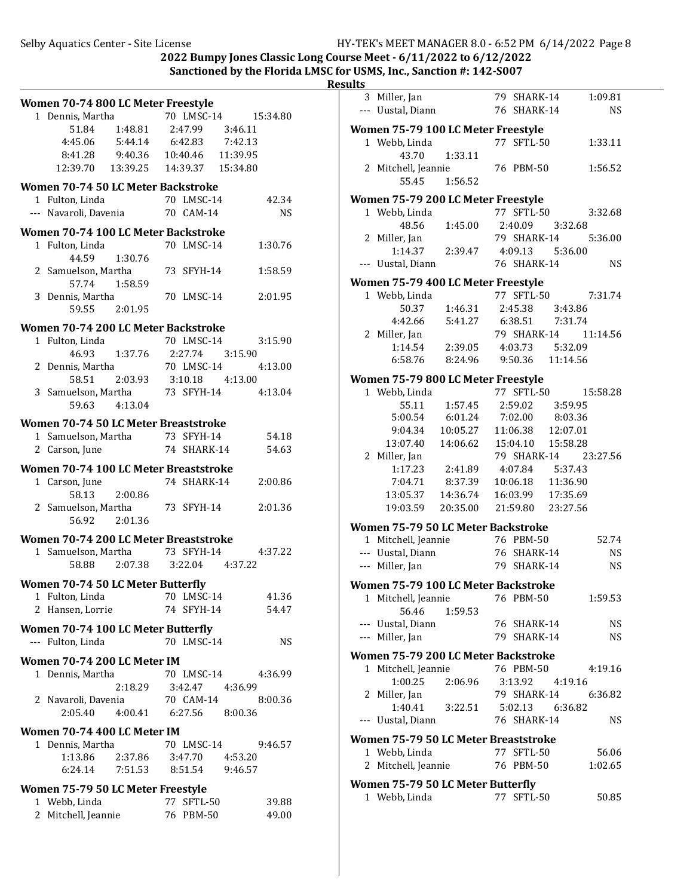## Results

### Women 70-74 800 LC Meter Freestyle

1 Dennis, Martha — 70 LMSC-14 — 15:34.80
51.84 1:48.81 2:47.99 3:46.11
4:45.06 5:44.14 6:42.83 7:42.13
8:41.28 9:40.36 10:40.46 11:39.95
12:39.70 13:39.25 14:39.37 15:34.80

### Women 70-74 50 LC Meter Backstroke

1 Fulton, Linda — 70 LMSC-14 — 42.34
--- Navaroli, Davenia — 70 CAM-14 — NS

### Women 70-74 100 LC Meter Backstroke

1 Fulton, Linda — 70 LMSC-14 — 1:30.76
44.59 1:30.76
2 Samuelson, Martha — 73 SFYH-14 — 1:58.59
57.74 1:58.59
3 Dennis, Martha — 70 LMSC-14 — 2:01.95
59.55 2:01.95

### Women 70-74 200 LC Meter Backstroke

1 Fulton, Linda — 70 LMSC-14 — 3:15.90
46.93 1:37.76 2:27.74 3:15.90
2 Dennis, Martha — 70 LMSC-14 — 4:13.00
58.51 2:03.93 3:10.18 4:13.00
3 Samuelson, Martha — 73 SFYH-14 — 4:13.04
59.63 4:13.04

### Women 70-74 50 LC Meter Breaststroke

1 Samuelson, Martha — 73 SFYH-14 — 54.18
2 Carson, June — 74 SHARK-14 — 54.63

### Women 70-74 100 LC Meter Breaststroke

1 Carson, June — 74 SHARK-14 — 2:00.86
58.13 2:00.86
2 Samuelson, Martha — 73 SFYH-14 — 2:01.36
56.92 2:01.36

### Women 70-74 200 LC Meter Breaststroke

1 Samuelson, Martha — 73 SFYH-14 — 4:37.22
58.88 2:07.38 3:22.04 4:37.22

### Women 70-74 50 LC Meter Butterfly

1 Fulton, Linda — 70 LMSC-14 — 41.36
2 Hansen, Lorrie — 74 SFYH-14 — 54.47

### Women 70-74 100 LC Meter Butterfly

--- Fulton, Linda — 70 LMSC-14 — NS

### Women 70-74 200 LC Meter IM

1 Dennis, Martha — 70 LMSC-14 — 4:36.99
2:18.29 3:42.47 4:36.99
2 Navaroli, Davenia — 70 CAM-14 — 8:00.36
2:05.40 4:00.41 6:27.56 8:00.36

### Women 70-74 400 LC Meter IM

1 Dennis, Martha — 70 LMSC-14 — 9:46.57
1:13.86 2:37.86 3:47.70 4:53.20
6:24.14 7:51.53 8:51.54 9:46.57

### Women 75-79 50 LC Meter Freestyle

1 Webb, Linda — 77 SFTL-50 — 39.88
2 Mitchell, Jeannie — 76 PBM-50 — 49.00
3 Miller, Jan — 79 SHARK-14 — 1:09.81
--- Uustal, Diann — 76 SHARK-14 — NS

### Women 75-79 100 LC Meter Freestyle

1 Webb, Linda — 77 SFTL-50 — 1:33.11
43.70 1:33.11
2 Mitchell, Jeannie — 76 PBM-50 — 1:56.52
55.45 1:56.52

### Women 75-79 200 LC Meter Freestyle

1 Webb, Linda — 77 SFTL-50 — 3:32.68
48.56 1:45.00 2:40.09 3:32.68
2 Miller, Jan — 79 SHARK-14 — 5:36.00
1:14.37 2:39.47 4:09.13 5:36.00
--- Uustal, Diann — 76 SHARK-14 — NS

### Women 75-79 400 LC Meter Freestyle

1 Webb, Linda — 77 SFTL-50 — 7:31.74
50.37 1:46.31 2:45.38 3:43.86
4:42.66 5:41.27 6:38.51 7:31.74
2 Miller, Jan — 79 SHARK-14 — 11:14.56
1:14.54 2:39.05 4:03.73 5:32.09
6:58.76 8:24.96 9:50.36 11:14.56

### Women 75-79 800 LC Meter Freestyle

1 Webb, Linda — 77 SFTL-50 — 15:58.28
55.11 1:57.45 2:59.02 3:59.95
5:00.54 6:01.24 7:02.00 8:03.36
9:04.34 10:05.27 11:06.38 12:07.01
13:07.40 14:06.62 15:04.10 15:58.28
2 Miller, Jan — 79 SHARK-14 — 23:27.56
1:17.23 2:41.89 4:07.84 5:37.43
7:04.71 8:37.39 10:06.18 11:36.90
13:05.37 14:36.74 16:03.99 17:35.69
19:03.59 20:35.00 21:59.80 23:27.56

### Women 75-79 50 LC Meter Backstroke

1 Mitchell, Jeannie — 76 PBM-50 — 52.74
--- Uustal, Diann — 76 SHARK-14 — NS
--- Miller, Jan — 79 SHARK-14 — NS

### Women 75-79 100 LC Meter Backstroke

1 Mitchell, Jeannie — 76 PBM-50 — 1:59.53
56.46 1:59.53
--- Uustal, Diann — 76 SHARK-14 — NS
--- Miller, Jan — 79 SHARK-14 — NS

### Women 75-79 200 LC Meter Backstroke

1 Mitchell, Jeannie — 76 PBM-50 — 4:19.16
1:00.25 2:06.96 3:13.92 4:19.16
2 Miller, Jan — 79 SHARK-14 — 6:36.82
1:40.41 3:22.51 5:02.13 6:36.82
--- Uustal, Diann — 76 SHARK-14 — NS

### Women 75-79 50 LC Meter Breaststroke

1 Webb, Linda — 77 SFTL-50 — 56.06
2 Mitchell, Jeannie — 76 PBM-50 — 1:02.65

### Women 75-79 50 LC Meter Butterfly

1 Webb, Linda — 77 SFTL-50 — 50.85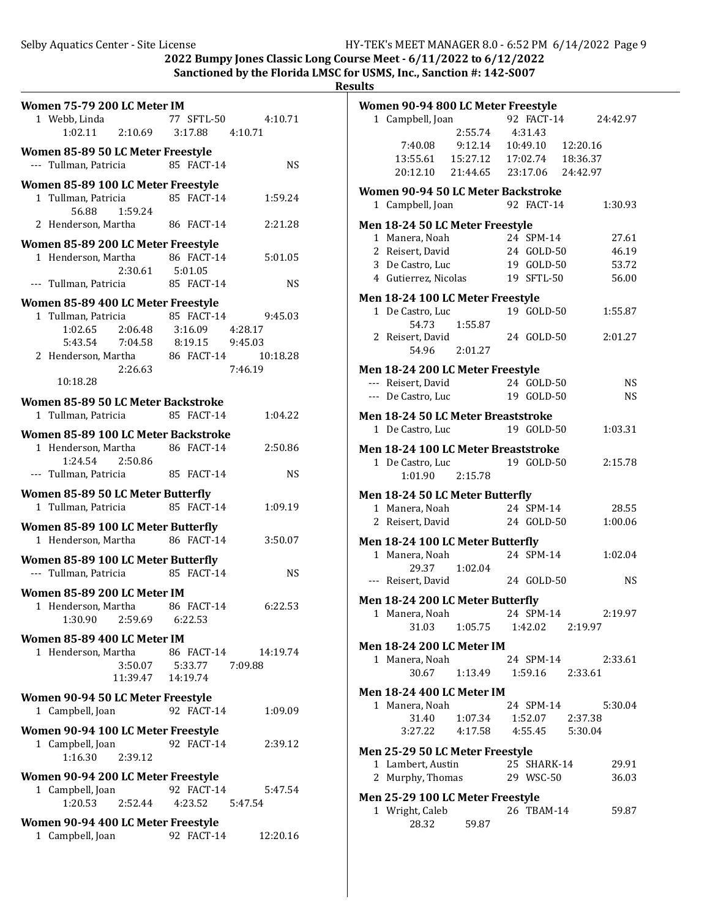**Results**

### Women 75-79 200 LC Meter IM

1 Webb, Linda 77 SFTL-50 4:10.71
1:02.11 2:10.69 3:17.88 4:10.71

### Women 85-89 50 LC Meter Freestyle

--- Tullman, Patricia 85 FACT-14 NS

### Women 85-89 100 LC Meter Freestyle

1 Tullman, Patricia 85 FACT-14 1:59.24
56.88 1:59.24
2 Henderson, Martha 86 FACT-14 2:21.28

### Women 85-89 200 LC Meter Freestyle

1 Henderson, Martha 86 FACT-14 5:01.05
2:30.61 5:01.05
--- Tullman, Patricia 85 FACT-14 NS

### Women 85-89 400 LC Meter Freestyle

1 Tullman, Patricia 85 FACT-14 9:45.03
1:02.65 2:06.48 3:16.09 4:28.17
5:43.54 7:04.58 8:19.15 9:45.03
2 Henderson, Martha 86 FACT-14 10:18.28
2:26.63 7:46.19
10:18.28

### Women 85-89 50 LC Meter Backstroke

1 Tullman, Patricia 85 FACT-14 1:04.22

### Women 85-89 100 LC Meter Backstroke

1 Henderson, Martha 86 FACT-14 2:50.86
1:24.54 2:50.86
--- Tullman, Patricia 85 FACT-14 NS

### Women 85-89 50 LC Meter Butterfly

1 Tullman, Patricia 85 FACT-14 1:09.19

### Women 85-89 100 LC Meter Butterfly

1 Henderson, Martha 86 FACT-14 3:50.07

### Women 85-89 100 LC Meter Butterfly

--- Tullman, Patricia 85 FACT-14 NS

### Women 85-89 200 LC Meter IM

1 Henderson, Martha 86 FACT-14 6:22.53
1:30.90 2:59.69 6:22.53

### Women 85-89 400 LC Meter IM

1 Henderson, Martha 86 FACT-14 14:19.74
3:50.07 5:33.77 7:09.88
11:39.47 14:19.74

### Women 90-94 50 LC Meter Freestyle

1 Campbell, Joan 92 FACT-14 1:09.09

### Women 90-94 100 LC Meter Freestyle

1 Campbell, Joan 92 FACT-14 2:39.12
1:16.30 2:39.12

### Women 90-94 200 LC Meter Freestyle

1 Campbell, Joan 92 FACT-14 5:47.54
1:20.53 2:52.44 4:23.52 5:47.54

### Women 90-94 400 LC Meter Freestyle

1 Campbell, Joan 92 FACT-14 12:20.16

### Women 90-94 800 LC Meter Freestyle

1 Campbell, Joan 92 FACT-14 24:42.97
2:55.74 4:31.43
7:40.08 9:12.14 10:49.10 12:20.16
13:55.61 15:27.12 17:02.74 18:36.37
20:12.10 21:44.65 23:17.06 24:42.97

### Women 90-94 50 LC Meter Backstroke

1 Campbell, Joan 92 FACT-14 1:30.93

### Men 18-24 50 LC Meter Freestyle

1 Manera, Noah 24 SPM-14 27.61
2 Reisert, David 24 GOLD-50 46.19
3 De Castro, Luc 19 GOLD-50 53.72
4 Gutierrez, Nicolas 19 SFTL-50 56.00

### Men 18-24 100 LC Meter Freestyle

1 De Castro, Luc 19 GOLD-50 1:55.87
54.73 1:55.87
2 Reisert, David 24 GOLD-50 2:01.27
54.96 2:01.27

### Men 18-24 200 LC Meter Freestyle

--- Reisert, David 24 GOLD-50 NS
--- De Castro, Luc 19 GOLD-50 NS

### Men 18-24 50 LC Meter Breaststroke

1 De Castro, Luc 19 GOLD-50 1:03.31

### Men 18-24 100 LC Meter Breaststroke

1 De Castro, Luc 19 GOLD-50 2:15.78
1:01.90 2:15.78

### Men 18-24 50 LC Meter Butterfly

1 Manera, Noah 24 SPM-14 28.55
2 Reisert, David 24 GOLD-50 1:00.06

### Men 18-24 100 LC Meter Butterfly

1 Manera, Noah 24 SPM-14 1:02.04
29.37 1:02.04
--- Reisert, David 24 GOLD-50 NS

### Men 18-24 200 LC Meter Butterfly

1 Manera, Noah 24 SPM-14 2:19.97
31.03 1:05.75 1:42.02 2:19.97

### Men 18-24 200 LC Meter IM

1 Manera, Noah 24 SPM-14 2:33.61
30.67 1:13.49 1:59.16 2:33.61

### Men 18-24 400 LC Meter IM

1 Manera, Noah 24 SPM-14 5:30.04
31.40 1:07.34 1:52.07 2:37.38
3:27.22 4:17.58 4:55.45 5:30.04

### Men 25-29 50 LC Meter Freestyle

1 Lambert, Austin 25 SHARK-14 29.91
2 Murphy, Thomas 29 WSC-50 36.03

### Men 25-29 100 LC Meter Freestyle

1 Wright, Caleb 26 TBAM-14 59.87
28.32 59.87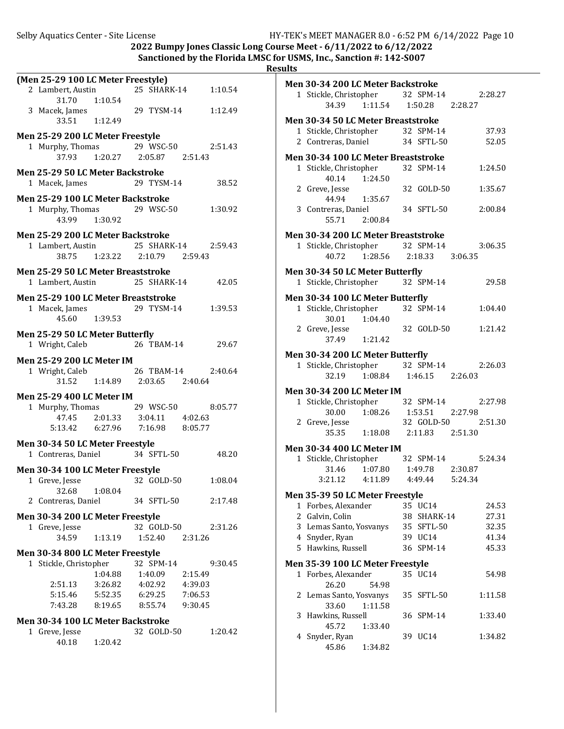## Results

### (Men 25-29 100 LC Meter Freestyle)

| Place | Name | Age | Team | Time |
|---|---|---|---|---|
| 2 | Lambert, Austin | 25 | SHARK-14 | 1:10.54 |
| | 31.70 1:10.54 | | | |
| 3 | Macek, James | 29 | TYSM-14 | 1:12.49 |
| | 33.51 1:12.49 | | | |

### Men 25-29 200 LC Meter Freestyle

| Place | Name | Age | Team | Time |
|---|---|---|---|---|
| 1 | Murphy, Thomas | 29 | WSC-50 | 2:51.43 |
| | 37.93 1:20.27 2:05.87 2:51.43 | | | |

### Men 25-29 50 LC Meter Backstroke

| Place | Name | Age | Team | Time |
|---|---|---|---|---|
| 1 | Macek, James | 29 | TYSM-14 | 38.52 |

### Men 25-29 100 LC Meter Backstroke

| Place | Name | Age | Team | Time |
|---|---|---|---|---|
| 1 | Murphy, Thomas | 29 | WSC-50 | 1:30.92 |
| | 43.99 1:30.92 | | | |

### Men 25-29 200 LC Meter Backstroke

| Place | Name | Age | Team | Time |
|---|---|---|---|---|
| 1 | Lambert, Austin | 25 | SHARK-14 | 2:59.43 |
| | 38.75 1:23.22 2:10.79 2:59.43 | | | |

### Men 25-29 50 LC Meter Breaststroke

| Place | Name | Age | Team | Time |
|---|---|---|---|---|
| 1 | Lambert, Austin | 25 | SHARK-14 | 42.05 |

### Men 25-29 100 LC Meter Breaststroke

| Place | Name | Age | Team | Time |
|---|---|---|---|---|
| 1 | Macek, James | 29 | TYSM-14 | 1:39.53 |
| | 45.60 1:39.53 | | | |

### Men 25-29 50 LC Meter Butterfly

| Place | Name | Age | Team | Time |
|---|---|---|---|---|
| 1 | Wright, Caleb | 26 | TBAM-14 | 29.67 |

### Men 25-29 200 LC Meter IM

| Place | Name | Age | Team | Time |
|---|---|---|---|---|
| 1 | Wright, Caleb | 26 | TBAM-14 | 2:40.64 |
| | 31.52 1:14.89 2:03.65 2:40.64 | | | |

### Men 25-29 400 LC Meter IM

| Place | Name | Age | Team | Time |
|---|---|---|---|---|
| 1 | Murphy, Thomas | 29 | WSC-50 | 8:05.77 |
| | 47.45 2:01.33 3:04.11 4:02.63 | | | |
| | 5:13.42 6:27.96 7:16.98 8:05.77 | | | |

### Men 30-34 50 LC Meter Freestyle

| Place | Name | Age | Team | Time |
|---|---|---|---|---|
| 1 | Contreras, Daniel | 34 | SFTL-50 | 48.20 |

### Men 30-34 100 LC Meter Freestyle

| Place | Name | Age | Team | Time |
|---|---|---|---|---|
| 1 | Greve, Jesse | 32 | GOLD-50 | 1:08.04 |
| | 32.68 1:08.04 | | | |
| 2 | Contreras, Daniel | 34 | SFTL-50 | 2:17.48 |

### Men 30-34 200 LC Meter Freestyle

| Place | Name | Age | Team | Time |
|---|---|---|---|---|
| 1 | Greve, Jesse | 32 | GOLD-50 | 2:31.26 |
| | 34.59 1:13.19 1:52.40 2:31.26 | | | |

### Men 30-34 800 LC Meter Freestyle

| Place | Name | Age | Team | Time |
|---|---|---|---|---|
| 1 | Stickle, Christopher | 32 | SPM-14 | 9:30.45 |
| | 1:04.88 1:40.09 2:15.49 | | | |
| | 2:51.13 3:26.82 4:02.92 4:39.03 | | | |
| | 5:15.46 5:52.35 6:29.25 7:06.53 | | | |
| | 7:43.28 8:19.65 8:55.74 9:30.45 | | | |

### Men 30-34 100 LC Meter Backstroke

| Place | Name | Age | Team | Time |
|---|---|---|---|---|
| 1 | Greve, Jesse | 32 | GOLD-50 | 1:20.42 |
| | 40.18 1:20.42 | | | |

### Men 30-34 200 LC Meter Backstroke

| Place | Name | Age | Team | Time |
|---|---|---|---|---|
| 1 | Stickle, Christopher | 32 | SPM-14 | 2:28.27 |
| | 34.39 1:11.54 1:50.28 2:28.27 | | | |

### Men 30-34 50 LC Meter Breaststroke

| Place | Name | Age | Team | Time |
|---|---|---|---|---|
| 1 | Stickle, Christopher | 32 | SPM-14 | 37.93 |
| 2 | Contreras, Daniel | 34 | SFTL-50 | 52.05 |

### Men 30-34 100 LC Meter Breaststroke

| Place | Name | Age | Team | Time |
|---|---|---|---|---|
| 1 | Stickle, Christopher | 32 | SPM-14 | 1:24.50 |
| | 40.14 1:24.50 | | | |
| 2 | Greve, Jesse | 32 | GOLD-50 | 1:35.67 |
| | 44.94 1:35.67 | | | |
| 3 | Contreras, Daniel | 34 | SFTL-50 | 2:00.84 |
| | 55.71 2:00.84 | | | |

### Men 30-34 200 LC Meter Breaststroke

| Place | Name | Age | Team | Time |
|---|---|---|---|---|
| 1 | Stickle, Christopher | 32 | SPM-14 | 3:06.35 |
| | 40.72 1:28.56 2:18.33 3:06.35 | | | |

### Men 30-34 50 LC Meter Butterfly

| Place | Name | Age | Team | Time |
|---|---|---|---|---|
| 1 | Stickle, Christopher | 32 | SPM-14 | 29.58 |

### Men 30-34 100 LC Meter Butterfly

| Place | Name | Age | Team | Time |
|---|---|---|---|---|
| 1 | Stickle, Christopher | 32 | SPM-14 | 1:04.40 |
| | 30.01 1:04.40 | | | |
| 2 | Greve, Jesse | 32 | GOLD-50 | 1:21.42 |
| | 37.49 1:21.42 | | | |

### Men 30-34 200 LC Meter Butterfly

| Place | Name | Age | Team | Time |
|---|---|---|---|---|
| 1 | Stickle, Christopher | 32 | SPM-14 | 2:26.03 |
| | 32.19 1:08.84 1:46.15 2:26.03 | | | |

### Men 30-34 200 LC Meter IM

| Place | Name | Age | Team | Time |
|---|---|---|---|---|
| 1 | Stickle, Christopher | 32 | SPM-14 | 2:27.98 |
| | 30.00 1:08.26 1:53.51 2:27.98 | | | |
| 2 | Greve, Jesse | 32 | GOLD-50 | 2:51.30 |
| | 35.35 1:18.08 2:11.83 2:51.30 | | | |

### Men 30-34 400 LC Meter IM

| Place | Name | Age | Team | Time |
|---|---|---|---|---|
| 1 | Stickle, Christopher | 32 | SPM-14 | 5:24.34 |
| | 31.46 1:07.80 1:49.78 2:30.87 | | | |
| | 3:21.12 4:11.89 4:49.44 5:24.34 | | | |

### Men 35-39 50 LC Meter Freestyle

| Place | Name | Age | Team | Time |
|---|---|---|---|---|
| 1 | Forbes, Alexander | 35 | UC14 | 24.53 |
| 2 | Galvin, Colin | 38 | SHARK-14 | 27.31 |
| 3 | Lemas Santo, Yosvanys | 35 | SFTL-50 | 32.35 |
| 4 | Snyder, Ryan | 39 | UC14 | 41.34 |
| 5 | Hawkins, Russell | 36 | SPM-14 | 45.33 |

### Men 35-39 100 LC Meter Freestyle

| Place | Name | Age | Team | Time |
|---|---|---|---|---|
| 1 | Forbes, Alexander | 35 | UC14 | 54.98 |
| | 26.20 54.98 | | | |
| 2 | Lemas Santo, Yosvanys | 35 | SFTL-50 | 1:11.58 |
| | 33.60 1:11.58 | | | |
| 3 | Hawkins, Russell | 36 | SPM-14 | 1:33.40 |
| | 45.72 1:33.40 | | | |
| 4 | Snyder, Ryan | 39 | UC14 | 1:34.82 |
| | 45.86 1:34.82 | | | |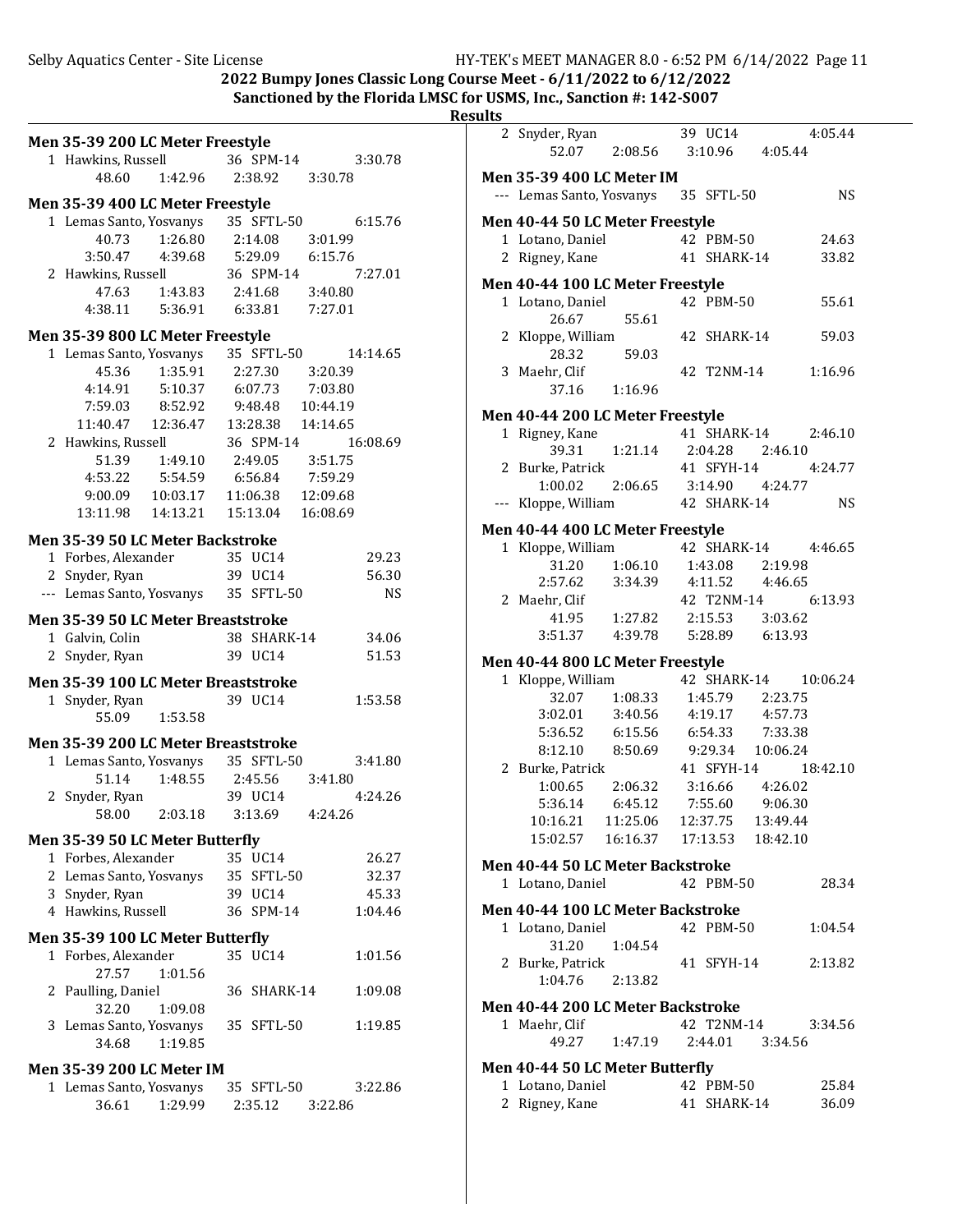2022 Bumpy Jones Classic Long Course Meet - 6/11/2022 to 6/12/2022

Sanctioned by the Florida LMSC for USMS, Inc., Sanction #: 142-S007

## Results

### Men 35-39 200 LC Meter Freestyle

```
  1 Hawkins, Russell          36 SPM-14             3:30.78
        48.60     1:42.96     2:38.92     3:30.78
```

### Men 35-39 400 LC Meter Freestyle

```
  1 Lemas Santo, Yosvanys     35 SFTL-50            6:15.76
        40.73     1:26.80     2:14.08     3:01.99
      3:50.47     4:39.68     5:29.09     6:15.76
  2 Hawkins, Russell          36 SPM-14             7:27.01
        47.63     1:43.83     2:41.68     3:40.80
      4:38.11     5:36.91     6:33.81     7:27.01
```

### Men 35-39 800 LC Meter Freestyle

```
  1 Lemas Santo, Yosvanys     35 SFTL-50           14:14.65
        45.36     1:35.91     2:27.30     3:20.39
      4:14.91     5:10.37     6:07.73     7:03.80
      7:59.03     8:52.92     9:48.48    10:44.19
     11:40.47    12:36.47    13:28.38    14:14.65
  2 Hawkins, Russell          36 SPM-14            16:08.69
        51.39     1:49.10     2:49.05     3:51.75
      4:53.22     5:54.59     6:56.84     7:59.29
      9:00.09    10:03.17    11:06.38    12:09.68
     13:11.98    14:13.21    15:13.04    16:08.69
```

### Men 35-39 50 LC Meter Backstroke

```
  1 Forbes, Alexander         35 UC14                 29.23
  2 Snyder, Ryan              39 UC14                 56.30
--- Lemas Santo, Yosvanys     35 SFTL-50                 NS
```

### Men 35-39 50 LC Meter Breaststroke

```
  1 Galvin, Colin             38 SHARK-14             34.06
  2 Snyder, Ryan              39 UC14                 51.53
```

### Men 35-39 100 LC Meter Breaststroke

```
  1 Snyder, Ryan              39 UC14               1:53.58
        55.09     1:53.58
```

### Men 35-39 200 LC Meter Breaststroke

```
  1 Lemas Santo, Yosvanys     35 SFTL-50            3:41.80
        51.14     1:48.55     2:45.56     3:41.80
  2 Snyder, Ryan              39 UC14               4:24.26
        58.00     2:03.18     3:13.69     4:24.26
```

### Men 35-39 50 LC Meter Butterfly

```
  1 Forbes, Alexander         35 UC14                 26.27
  2 Lemas Santo, Yosvanys     35 SFTL-50              32.37
  3 Snyder, Ryan              39 UC14                 45.33
  4 Hawkins, Russell          36 SPM-14             1:04.46
```

### Men 35-39 100 LC Meter Butterfly

```
  1 Forbes, Alexander         35 UC14               1:01.56
        27.57     1:01.56
  2 Paulling, Daniel          36 SHARK-14           1:09.08
        32.20     1:09.08
  3 Lemas Santo, Yosvanys     35 SFTL-50            1:19.85
        34.68     1:19.85
```

### Men 35-39 200 LC Meter IM

```
  1 Lemas Santo, Yosvanys     35 SFTL-50            3:22.86
        36.61     1:29.99     2:35.12     3:22.86
  2 Snyder, Ryan              39 UC14               4:05.44
        52.07     2:08.56     3:10.96     4:05.44
```

### Men 35-39 400 LC Meter IM

```
--- Lemas Santo, Yosvanys     35 SFTL-50                 NS
```

### Men 40-44 50 LC Meter Freestyle

```
  1 Lotano, Daniel            42 PBM-50               24.63
  2 Rigney, Kane              41 SHARK-14             33.82
```

### Men 40-44 100 LC Meter Freestyle

```
  1 Lotano, Daniel            42 PBM-50               55.61
        26.67       55.61
  2 Kloppe, William           42 SHARK-14             59.03
        28.32       59.03
  3 Maehr, Clif               42 T2NM-14            1:16.96
        37.16     1:16.96
```

### Men 40-44 200 LC Meter Freestyle

```
  1 Rigney, Kane              41 SHARK-14           2:46.10
        39.31     1:21.14     2:04.28     2:46.10
  2 Burke, Patrick            41 SFYH-14            4:24.77
      1:00.02     2:06.65     3:14.90     4:24.77
--- Kloppe, William           42 SHARK-14                NS
```

### Men 40-44 400 LC Meter Freestyle

```
  1 Kloppe, William           42 SHARK-14           4:46.65
        31.20     1:06.10     1:43.08     2:19.98
      2:57.62     3:34.39     4:11.52     4:46.65
  2 Maehr, Clif               42 T2NM-14            6:13.93
        41.95     1:27.82     2:15.53     3:03.62
      3:51.37     4:39.78     5:28.89     6:13.93
```

### Men 40-44 800 LC Meter Freestyle

```
  1 Kloppe, William           42 SHARK-14          10:06.24
        32.07     1:08.33     1:45.79     2:23.75
      3:02.01     3:40.56     4:19.17     4:57.73
      5:36.52     6:15.56     6:54.33     7:33.38
      8:12.10     8:50.69     9:29.34    10:06.24
  2 Burke, Patrick            41 SFYH-14           18:42.10
      1:00.65     2:06.32     3:16.66     4:26.02
      5:36.14     6:45.12     7:55.60     9:06.30
     10:16.21    11:25.06    12:37.75    13:49.44
     15:02.57    16:16.37    17:13.53    18:42.10
```

### Men 40-44 50 LC Meter Backstroke

```
  1 Lotano, Daniel            42 PBM-50               28.34
```

### Men 40-44 100 LC Meter Backstroke

```
  1 Lotano, Daniel            42 PBM-50             1:04.54
        31.20     1:04.54
  2 Burke, Patrick            41 SFYH-14            2:13.82
      1:04.76     2:13.82
```

### Men 40-44 200 LC Meter Backstroke

```
  1 Maehr, Clif               42 T2NM-14            3:34.56
        49.27     1:47.19     2:44.01     3:34.56
```

### Men 40-44 50 LC Meter Butterfly

```
  1 Lotano, Daniel            42 PBM-50               25.84
  2 Rigney, Kane              41 SHARK-14             36.09
```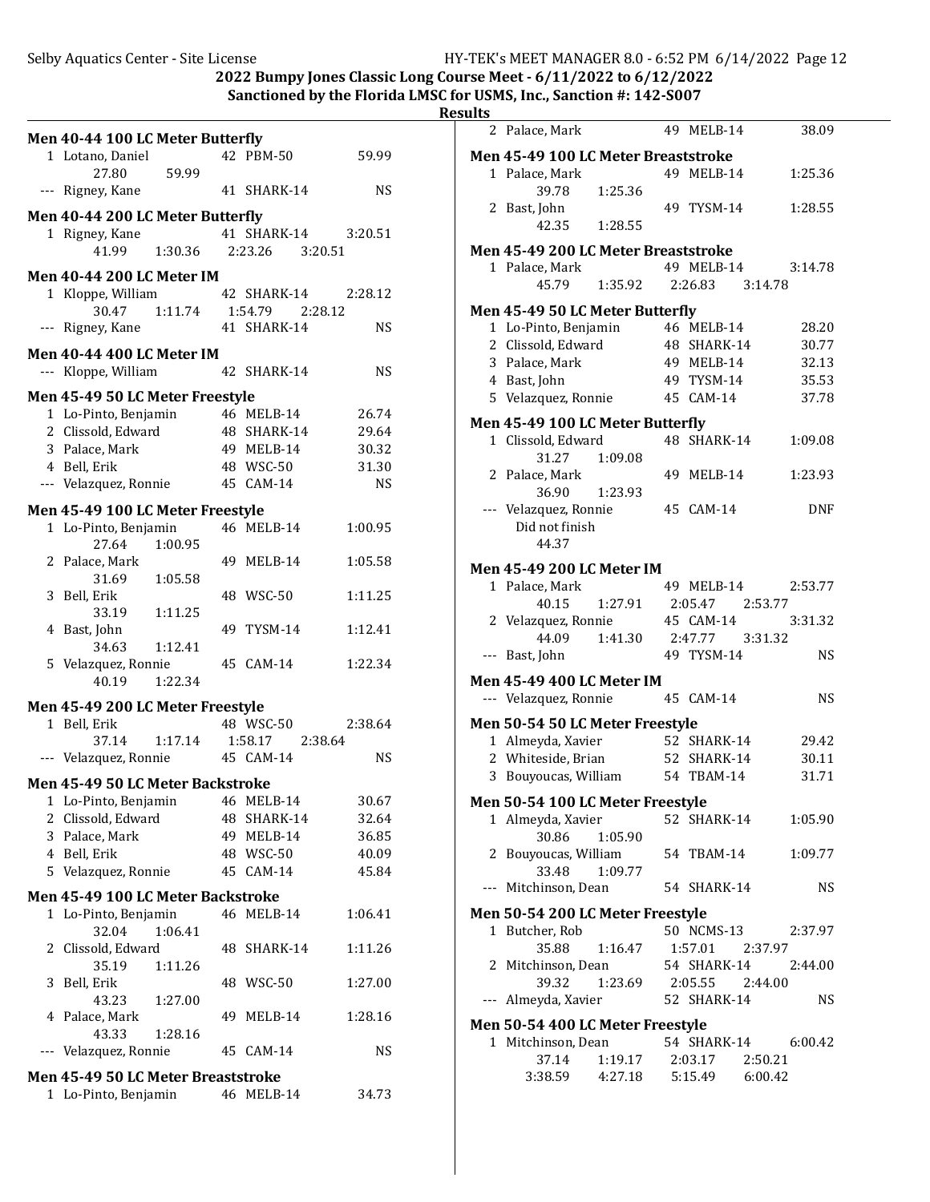## Results

### Men 40-44 100 LC Meter Butterfly

| Place | Name | Age | Team | Time |
|---|---|---|---|---|
| 1 | Lotano, Daniel | 42 | PBM-50 | 59.99 |
| | 27.80 &nbsp; 59.99 | | | |
| --- | Rigney, Kane | 41 | SHARK-14 | NS |

### Men 40-44 200 LC Meter Butterfly

| Place | Name | Age | Team | Time |
|---|---|---|---|---|
| 1 | Rigney, Kane | 41 | SHARK-14 | 3:20.51 |
| | 41.99 &nbsp; 1:30.36 &nbsp; 2:23.26 &nbsp; 3:20.51 | | | |

### Men 40-44 200 LC Meter IM

| Place | Name | Age | Team | Time |
|---|---|---|---|---|
| 1 | Kloppe, William | 42 | SHARK-14 | 2:28.12 |
| | 30.47 &nbsp; 1:11.74 &nbsp; 1:54.79 &nbsp; 2:28.12 | | | |
| --- | Rigney, Kane | 41 | SHARK-14 | NS |

### Men 40-44 400 LC Meter IM

| Place | Name | Age | Team | Time |
|---|---|---|---|---|
| --- | Kloppe, William | 42 | SHARK-14 | NS |

### Men 45-49 50 LC Meter Freestyle

| Place | Name | Age | Team | Time |
|---|---|---|---|---|
| 1 | Lo-Pinto, Benjamin | 46 | MELB-14 | 26.74 |
| 2 | Clissold, Edward | 48 | SHARK-14 | 29.64 |
| 3 | Palace, Mark | 49 | MELB-14 | 30.32 |
| 4 | Bell, Erik | 48 | WSC-50 | 31.30 |
| --- | Velazquez, Ronnie | 45 | CAM-14 | NS |

### Men 45-49 100 LC Meter Freestyle

| Place | Name | Age | Team | Time |
|---|---|---|---|---|
| 1 | Lo-Pinto, Benjamin | 46 | MELB-14 | 1:00.95 |
| | 27.64 &nbsp; 1:00.95 | | | |
| 2 | Palace, Mark | 49 | MELB-14 | 1:05.58 |
| | 31.69 &nbsp; 1:05.58 | | | |
| 3 | Bell, Erik | 48 | WSC-50 | 1:11.25 |
| | 33.19 &nbsp; 1:11.25 | | | |
| 4 | Bast, John | 49 | TYSM-14 | 1:12.41 |
| | 34.63 &nbsp; 1:12.41 | | | |
| 5 | Velazquez, Ronnie | 45 | CAM-14 | 1:22.34 |
| | 40.19 &nbsp; 1:22.34 | | | |

### Men 45-49 200 LC Meter Freestyle

| Place | Name | Age | Team | Time |
|---|---|---|---|---|
| 1 | Bell, Erik | 48 | WSC-50 | 2:38.64 |
| | 37.14 &nbsp; 1:17.14 &nbsp; 1:58.17 &nbsp; 2:38.64 | | | |
| --- | Velazquez, Ronnie | 45 | CAM-14 | NS |

### Men 45-49 50 LC Meter Backstroke

| Place | Name | Age | Team | Time |
|---|---|---|---|---|
| 1 | Lo-Pinto, Benjamin | 46 | MELB-14 | 30.67 |
| 2 | Clissold, Edward | 48 | SHARK-14 | 32.64 |
| 3 | Palace, Mark | 49 | MELB-14 | 36.85 |
| 4 | Bell, Erik | 48 | WSC-50 | 40.09 |
| 5 | Velazquez, Ronnie | 45 | CAM-14 | 45.84 |

### Men 45-49 100 LC Meter Backstroke

| Place | Name | Age | Team | Time |
|---|---|---|---|---|
| 1 | Lo-Pinto, Benjamin | 46 | MELB-14 | 1:06.41 |
| | 32.04 &nbsp; 1:06.41 | | | |
| 2 | Clissold, Edward | 48 | SHARK-14 | 1:11.26 |
| | 35.19 &nbsp; 1:11.26 | | | |
| 3 | Bell, Erik | 48 | WSC-50 | 1:27.00 |
| | 43.23 &nbsp; 1:27.00 | | | |
| 4 | Palace, Mark | 49 | MELB-14 | 1:28.16 |
| | 43.33 &nbsp; 1:28.16 | | | |
| --- | Velazquez, Ronnie | 45 | CAM-14 | NS |

### Men 45-49 50 LC Meter Breaststroke

| Place | Name | Age | Team | Time |
|---|---|---|---|---|
| 1 | Lo-Pinto, Benjamin | 46 | MELB-14 | 34.73 |
| 2 | Palace, Mark | 49 | MELB-14 | 38.09 |

### Men 45-49 100 LC Meter Breaststroke

| Place | Name | Age | Team | Time |
|---|---|---|---|---|
| 1 | Palace, Mark | 49 | MELB-14 | 1:25.36 |
| | 39.78 &nbsp; 1:25.36 | | | |
| 2 | Bast, John | 49 | TYSM-14 | 1:28.55 |
| | 42.35 &nbsp; 1:28.55 | | | |

### Men 45-49 200 LC Meter Breaststroke

| Place | Name | Age | Team | Time |
|---|---|---|---|---|
| 1 | Palace, Mark | 49 | MELB-14 | 3:14.78 |
| | 45.79 &nbsp; 1:35.92 &nbsp; 2:26.83 &nbsp; 3:14.78 | | | |

### Men 45-49 50 LC Meter Butterfly

| Place | Name | Age | Team | Time |
|---|---|---|---|---|
| 1 | Lo-Pinto, Benjamin | 46 | MELB-14 | 28.20 |
| 2 | Clissold, Edward | 48 | SHARK-14 | 30.77 |
| 3 | Palace, Mark | 49 | MELB-14 | 32.13 |
| 4 | Bast, John | 49 | TYSM-14 | 35.53 |
| 5 | Velazquez, Ronnie | 45 | CAM-14 | 37.78 |

### Men 45-49 100 LC Meter Butterfly

| Place | Name | Age | Team | Time |
|---|---|---|---|---|
| 1 | Clissold, Edward | 48 | SHARK-14 | 1:09.08 |
| | 31.27 &nbsp; 1:09.08 | | | |
| 2 | Palace, Mark | 49 | MELB-14 | 1:23.93 |
| | 36.90 &nbsp; 1:23.93 | | | |
| --- | Velazquez, Ronnie | 45 | CAM-14 | DNF |
| | Did not finish | | | |
| | 44.37 | | | |

### Men 45-49 200 LC Meter IM

| Place | Name | Age | Team | Time |
|---|---|---|---|---|
| 1 | Palace, Mark | 49 | MELB-14 | 2:53.77 |
| | 40.15 &nbsp; 1:27.91 &nbsp; 2:05.47 &nbsp; 2:53.77 | | | |
| 2 | Velazquez, Ronnie | 45 | CAM-14 | 3:31.32 |
| | 44.09 &nbsp; 1:41.30 &nbsp; 2:47.77 &nbsp; 3:31.32 | | | |
| --- | Bast, John | 49 | TYSM-14 | NS |

### Men 45-49 400 LC Meter IM

| Place | Name | Age | Team | Time |
|---|---|---|---|---|
| --- | Velazquez, Ronnie | 45 | CAM-14 | NS |

### Men 50-54 50 LC Meter Freestyle

| Place | Name | Age | Team | Time |
|---|---|---|---|---|
| 1 | Almeyda, Xavier | 52 | SHARK-14 | 29.42 |
| 2 | Whiteside, Brian | 52 | SHARK-14 | 30.11 |
| 3 | Bouyoucas, William | 54 | TBAM-14 | 31.71 |

### Men 50-54 100 LC Meter Freestyle

| Place | Name | Age | Team | Time |
|---|---|---|---|---|
| 1 | Almeyda, Xavier | 52 | SHARK-14 | 1:05.90 |
| | 30.86 &nbsp; 1:05.90 | | | |
| 2 | Bouyoucas, William | 54 | TBAM-14 | 1:09.77 |
| | 33.48 &nbsp; 1:09.77 | | | |
| --- | Mitchinson, Dean | 54 | SHARK-14 | NS |

### Men 50-54 200 LC Meter Freestyle

| Place | Name | Age | Team | Time |
|---|---|---|---|---|
| 1 | Butcher, Rob | 50 | NCMS-13 | 2:37.97 |
| | 35.88 &nbsp; 1:16.47 &nbsp; 1:57.01 &nbsp; 2:37.97 | | | |
| 2 | Mitchinson, Dean | 54 | SHARK-14 | 2:44.00 |
| | 39.32 &nbsp; 1:23.69 &nbsp; 2:05.55 &nbsp; 2:44.00 | | | |
| --- | Almeyda, Xavier | 52 | SHARK-14 | NS |

### Men 50-54 400 LC Meter Freestyle

| Place | Name | Age | Team | Time |
|---|---|---|---|---|
| 1 | Mitchinson, Dean | 54 | SHARK-14 | 6:00.42 |
| | 37.14 &nbsp; 1:19.17 &nbsp; 2:03.17 &nbsp; 2:50.21 | | | |
| | 3:38.59 &nbsp; 4:27.18 &nbsp; 5:15.49 &nbsp; 6:00.42 | | | |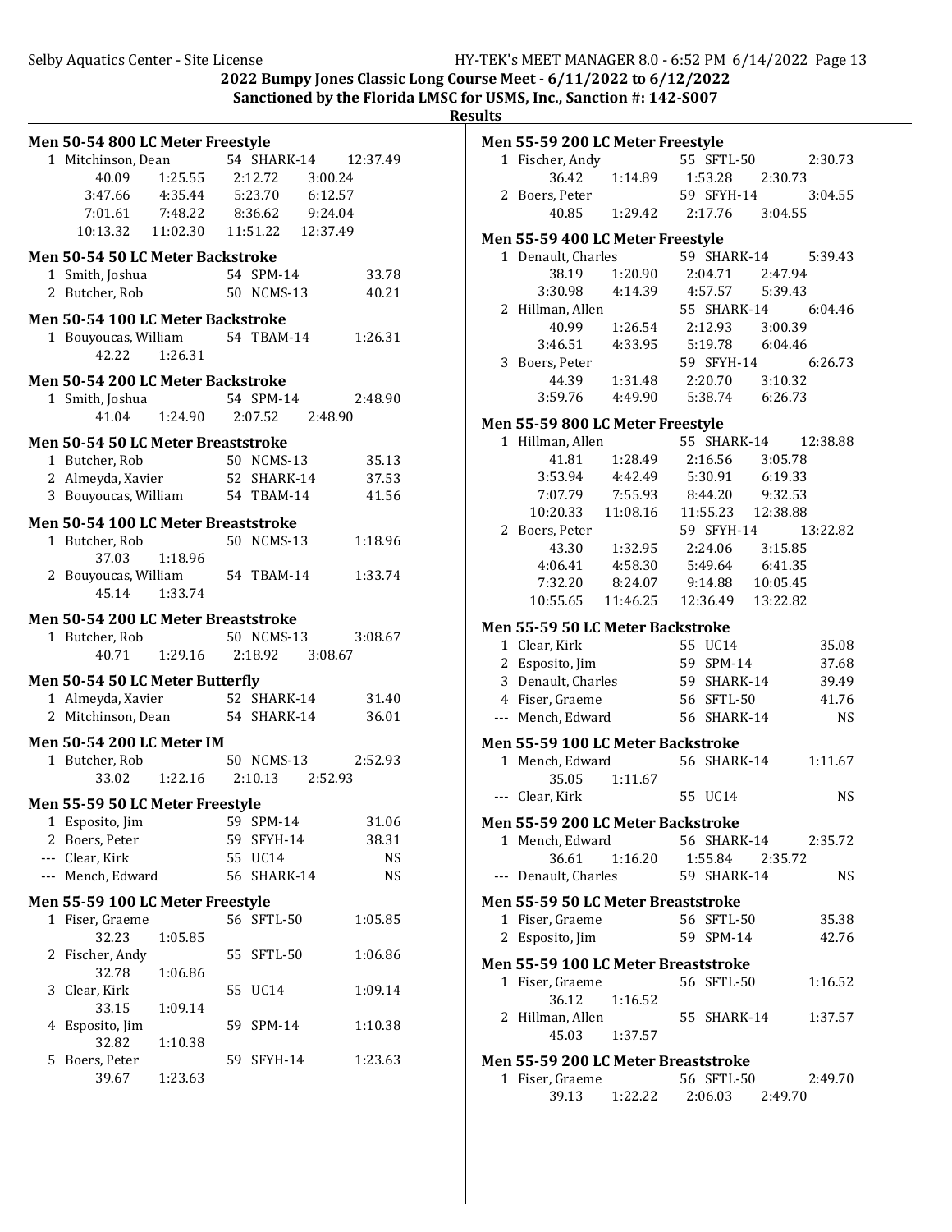2022 Bumpy Jones Classic Long Course Meet - 6/11/2022 to 6/12/2022

Sanctioned by the Florida LMSC for USMS, Inc., Sanction #: 142-S007

## Results

### Men 50-54 800 LC Meter Freestyle

| Place | Name | Age | Team | Time |
|---|---|---|---|---|
| 1 | Mitchinson, Dean | 54 | SHARK-14 | 12:37.49 |

Splits: 40.09, 1:25.55, 2:12.72, 3:00.24, 3:47.66, 4:35.44, 5:23.70, 6:12.57, 7:01.61, 7:48.22, 8:36.62, 9:24.04, 10:13.32, 11:02.30, 11:51.22, 12:37.49

### Men 50-54 50 LC Meter Backstroke

| Place | Name | Age | Team | Time |
|---|---|---|---|---|
| 1 | Smith, Joshua | 54 | SPM-14 | 33.78 |
| 2 | Butcher, Rob | 50 | NCMS-13 | 40.21 |

### Men 50-54 100 LC Meter Backstroke

| Place | Name | Age | Team | Time |
|---|---|---|---|---|
| 1 | Bouyoucas, William | 54 | TBAM-14 | 1:26.31 |

Splits: 42.22, 1:26.31

### Men 50-54 200 LC Meter Backstroke

| Place | Name | Age | Team | Time |
|---|---|---|---|---|
| 1 | Smith, Joshua | 54 | SPM-14 | 2:48.90 |

Splits: 41.04, 1:24.90, 2:07.52, 2:48.90

### Men 50-54 50 LC Meter Breaststroke

| Place | Name | Age | Team | Time |
|---|---|---|---|---|
| 1 | Butcher, Rob | 50 | NCMS-13 | 35.13 |
| 2 | Almeyda, Xavier | 52 | SHARK-14 | 37.53 |
| 3 | Bouyoucas, William | 54 | TBAM-14 | 41.56 |

### Men 50-54 100 LC Meter Breaststroke

| Place | Name | Age | Team | Time |
|---|---|---|---|---|
| 1 | Butcher, Rob | 50 | NCMS-13 | 1:18.96 |
| 2 | Bouyoucas, William | 54 | TBAM-14 | 1:33.74 |

Splits: Butcher 37.03, 1:18.96; Bouyoucas 45.14, 1:33.74

### Men 50-54 200 LC Meter Breaststroke

| Place | Name | Age | Team | Time |
|---|---|---|---|---|
| 1 | Butcher, Rob | 50 | NCMS-13 | 3:08.67 |

Splits: 40.71, 1:29.16, 2:18.92, 3:08.67

### Men 50-54 50 LC Meter Butterfly

| Place | Name | Age | Team | Time |
|---|---|---|---|---|
| 1 | Almeyda, Xavier | 52 | SHARK-14 | 31.40 |
| 2 | Mitchinson, Dean | 54 | SHARK-14 | 36.01 |

### Men 50-54 200 LC Meter IM

| Place | Name | Age | Team | Time |
|---|---|---|---|---|
| 1 | Butcher, Rob | 50 | NCMS-13 | 2:52.93 |

Splits: 33.02, 1:22.16, 2:10.13, 2:52.93

### Men 55-59 50 LC Meter Freestyle

| Place | Name | Age | Team | Time |
|---|---|---|---|---|
| 1 | Esposito, Jim | 59 | SPM-14 | 31.06 |
| 2 | Boers, Peter | 59 | SFYH-14 | 38.31 |
| --- | Clear, Kirk | 55 | UC14 | NS |
| --- | Mench, Edward | 56 | SHARK-14 | NS |

### Men 55-59 100 LC Meter Freestyle

| Place | Name | Age | Team | Time |
|---|---|---|---|---|
| 1 | Fiser, Graeme | 56 | SFTL-50 | 1:05.85 |
| 2 | Fischer, Andy | 55 | SFTL-50 | 1:06.86 |
| 3 | Clear, Kirk | 55 | UC14 | 1:09.14 |
| 4 | Esposito, Jim | 59 | SPM-14 | 1:10.38 |
| 5 | Boers, Peter | 59 | SFYH-14 | 1:23.63 |

Splits: Fiser 32.23, 1:05.85; Fischer 32.78, 1:06.86; Clear 33.15, 1:09.14; Esposito 32.82, 1:10.38; Boers 39.67, 1:23.63

### Men 55-59 200 LC Meter Freestyle

| Place | Name | Age | Team | Time |
|---|---|---|---|---|
| 1 | Fischer, Andy | 55 | SFTL-50 | 2:30.73 |
| 2 | Boers, Peter | 59 | SFYH-14 | 3:04.55 |

Splits: Fischer 36.42, 1:14.89, 1:53.28, 2:30.73; Boers 40.85, 1:29.42, 2:17.76, 3:04.55

### Men 55-59 400 LC Meter Freestyle

| Place | Name | Age | Team | Time |
|---|---|---|---|---|
| 1 | Denault, Charles | 59 | SHARK-14 | 5:39.43 |
| 2 | Hillman, Allen | 55 | SHARK-14 | 6:04.46 |
| 3 | Boers, Peter | 59 | SFYH-14 | 6:26.73 |

Splits: Denault 38.19, 1:20.90, 2:04.71, 2:47.94, 3:30.98, 4:14.39, 4:57.57, 5:39.43; Hillman 40.99, 1:26.54, 2:12.93, 3:00.39, 3:46.51, 4:33.95, 5:19.78, 6:04.46; Boers 44.39, 1:31.48, 2:20.70, 3:10.32, 3:59.76, 4:49.90, 5:38.74, 6:26.73

### Men 55-59 800 LC Meter Freestyle

| Place | Name | Age | Team | Time |
|---|---|---|---|---|
| 1 | Hillman, Allen | 55 | SHARK-14 | 12:38.88 |
| 2 | Boers, Peter | 59 | SFYH-14 | 13:22.82 |

Splits: Hillman 41.81, 1:28.49, 2:16.56, 3:05.78, 3:53.94, 4:42.49, 5:30.91, 6:19.33, 7:07.79, 7:55.93, 8:44.20, 9:32.53, 10:20.33, 11:08.16, 11:55.23, 12:38.88; Boers 43.30, 1:32.95, 2:24.06, 3:15.85, 4:06.41, 4:58.30, 5:49.64, 6:41.35, 7:32.20, 8:24.07, 9:14.88, 10:05.45, 10:55.65, 11:46.25, 12:36.49, 13:22.82

### Men 55-59 50 LC Meter Backstroke

| Place | Name | Age | Team | Time |
|---|---|---|---|---|
| 1 | Clear, Kirk | 55 | UC14 | 35.08 |
| 2 | Esposito, Jim | 59 | SPM-14 | 37.68 |
| 3 | Denault, Charles | 59 | SHARK-14 | 39.49 |
| 4 | Fiser, Graeme | 56 | SFTL-50 | 41.76 |
| --- | Mench, Edward | 56 | SHARK-14 | NS |

### Men 55-59 100 LC Meter Backstroke

| Place | Name | Age | Team | Time |
|---|---|---|---|---|
| 1 | Mench, Edward | 56 | SHARK-14 | 1:11.67 |
| --- | Clear, Kirk | 55 | UC14 | NS |

Splits: Mench 35.05, 1:11.67

### Men 55-59 200 LC Meter Backstroke

| Place | Name | Age | Team | Time |
|---|---|---|---|---|
| 1 | Mench, Edward | 56 | SHARK-14 | 2:35.72 |
| --- | Denault, Charles | 59 | SHARK-14 | NS |

Splits: Mench 36.61, 1:16.20, 1:55.84, 2:35.72

### Men 55-59 50 LC Meter Breaststroke

| Place | Name | Age | Team | Time |
|---|---|---|---|---|
| 1 | Fiser, Graeme | 56 | SFTL-50 | 35.38 |
| 2 | Esposito, Jim | 59 | SPM-14 | 42.76 |

### Men 55-59 100 LC Meter Breaststroke

| Place | Name | Age | Team | Time |
|---|---|---|---|---|
| 1 | Fiser, Graeme | 56 | SFTL-50 | 1:16.52 |
| 2 | Hillman, Allen | 55 | SHARK-14 | 1:37.57 |

Splits: Fiser 36.12, 1:16.52; Hillman 45.03, 1:37.57

### Men 55-59 200 LC Meter Breaststroke

| Place | Name | Age | Team | Time |
|---|---|---|---|---|
| 1 | Fiser, Graeme | 56 | SFTL-50 | 2:49.70 |

Splits: 39.13, 1:22.22, 2:06.03, 2:49.70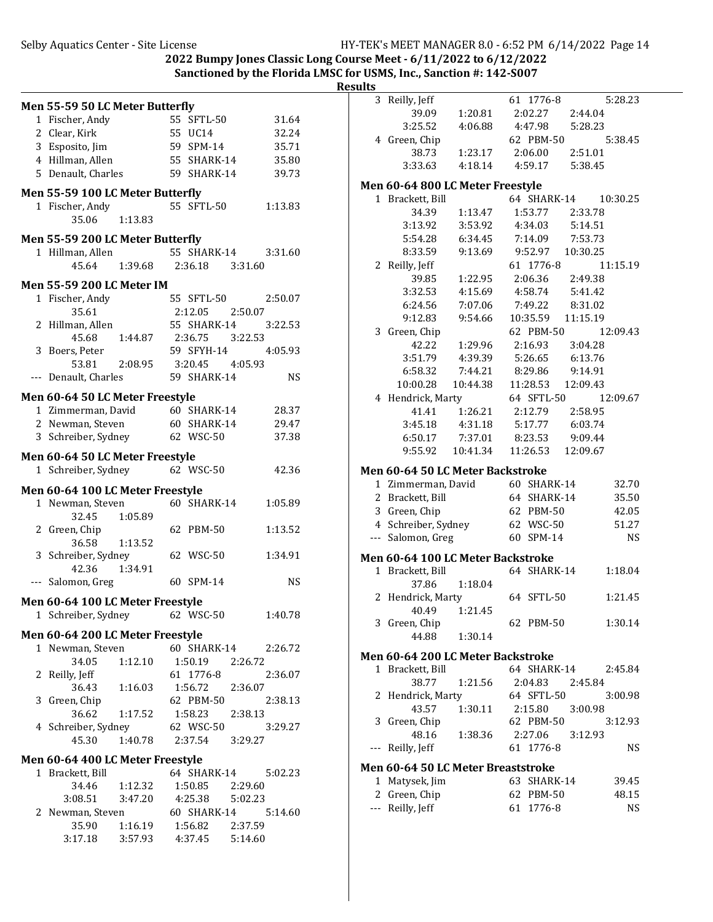2022 Bumpy Jones Classic Long Course Meet - 6/11/2022 to 6/12/2022

Sanctioned by the Florida LMSC for USMS, Inc., Sanction #: 142-S007

**Results**

### Men 55-59 50 LC Meter Butterfly

| Place | Name | Age | Team | Time |
|---|---|---|---|---|
| 1 | Fischer, Andy | 55 | SFTL-50 | 31.64 |
| 2 | Clear, Kirk | 55 | UC14 | 32.24 |
| 3 | Esposito, Jim | 59 | SPM-14 | 35.71 |
| 4 | Hillman, Allen | 55 | SHARK-14 | 35.80 |
| 5 | Denault, Charles | 59 | SHARK-14 | 39.73 |

### Men 55-59 100 LC Meter Butterfly

| Place | Name | Age | Team | Time |
|---|---|---|---|---|
| 1 | Fischer, Andy | 55 | SFTL-50 | 1:13.83 |
| | 35.06 1:13.83 | | | |

### Men 55-59 200 LC Meter Butterfly

| Place | Name | Age | Team | Time |
|---|---|---|---|---|
| 1 | Hillman, Allen | 55 | SHARK-14 | 3:31.60 |
| | 45.64 1:39.68 2:36.18 3:31.60 | | | |

### Men 55-59 200 LC Meter IM

| Place | Name | Age | Team | Time |
|---|---|---|---|---|
| 1 | Fischer, Andy | 55 | SFTL-50 | 2:50.07 |
| | 35.61 2:12.05 2:50.07 | | | |
| 2 | Hillman, Allen | 55 | SHARK-14 | 3:22.53 |
| | 45.68 1:44.87 2:36.75 3:22.53 | | | |
| 3 | Boers, Peter | 59 | SFYH-14 | 4:05.93 |
| | 53.81 2:08.95 3:20.45 4:05.93 | | | |
| --- | Denault, Charles | 59 | SHARK-14 | NS |

### Men 60-64 50 LC Meter Freestyle

| Place | Name | Age | Team | Time |
|---|---|---|---|---|
| 1 | Zimmerman, David | 60 | SHARK-14 | 28.37 |
| 2 | Newman, Steven | 60 | SHARK-14 | 29.47 |
| 3 | Schreiber, Sydney | 62 | WSC-50 | 37.38 |

### Men 60-64 50 LC Meter Freestyle

| Place | Name | Age | Team | Time |
|---|---|---|---|---|
| 1 | Schreiber, Sydney | 62 | WSC-50 | 42.36 |

### Men 60-64 100 LC Meter Freestyle

| Place | Name | Age | Team | Time |
|---|---|---|---|---|
| 1 | Newman, Steven | 60 | SHARK-14 | 1:05.89 |
| | 32.45 1:05.89 | | | |
| 2 | Green, Chip | 62 | PBM-50 | 1:13.52 |
| | 36.58 1:13.52 | | | |
| 3 | Schreiber, Sydney | 62 | WSC-50 | 1:34.91 |
| | 42.36 1:34.91 | | | |
| --- | Salomon, Greg | 60 | SPM-14 | NS |

### Men 60-64 100 LC Meter Freestyle

| Place | Name | Age | Team | Time |
|---|---|---|---|---|
| 1 | Schreiber, Sydney | 62 | WSC-50 | 1:40.78 |

### Men 60-64 200 LC Meter Freestyle

| Place | Name | Age | Team | Time |
|---|---|---|---|---|
| 1 | Newman, Steven | 60 | SHARK-14 | 2:26.72 |
| | 34.05 1:12.10 1:50.19 2:26.72 | | | |
| 2 | Reilly, Jeff | 61 | 1776-8 | 2:36.07 |
| | 36.43 1:16.03 1:56.72 2:36.07 | | | |
| 3 | Green, Chip | 62 | PBM-50 | 2:38.13 |
| | 36.62 1:17.52 1:58.23 2:38.13 | | | |
| 4 | Schreiber, Sydney | 62 | WSC-50 | 3:29.27 |
| | 45.30 1:40.78 2:37.54 3:29.27 | | | |

### Men 60-64 400 LC Meter Freestyle

| Place | Name | Age | Team | Time |
|---|---|---|---|---|
| 1 | Brackett, Bill | 64 | SHARK-14 | 5:02.23 |
| | 34.46 1:12.32 1:50.85 2:29.60 | | | |
| | 3:08.51 3:47.20 4:25.38 5:02.23 | | | |
| 2 | Newman, Steven | 60 | SHARK-14 | 5:14.60 |
| | 35.90 1:16.19 1:56.82 2:37.59 | | | |
| | 3:17.18 3:57.93 4:37.45 5:14.60 | | | |
| 3 | Reilly, Jeff | 61 | 1776-8 | 5:28.23 |
| | 39.09 1:20.81 2:02.27 2:44.04 | | | |
| | 3:25.52 4:06.88 4:47.98 5:28.23 | | | |
| 4 | Green, Chip | 62 | PBM-50 | 5:38.45 |
| | 38.73 1:23.17 2:06.00 2:51.01 | | | |
| | 3:33.63 4:18.14 4:59.17 5:38.45 | | | |

### Men 60-64 800 LC Meter Freestyle

| Place | Name | Age | Team | Time |
|---|---|---|---|---|
| 1 | Brackett, Bill | 64 | SHARK-14 | 10:30.25 |
| | 34.39 1:13.47 1:53.77 2:33.78 | | | |
| | 3:13.92 3:53.92 4:34.03 5:14.51 | | | |
| | 5:54.28 6:34.45 7:14.09 7:53.73 | | | |
| | 8:33.59 9:13.69 9:52.97 10:30.25 | | | |
| 2 | Reilly, Jeff | 61 | 1776-8 | 11:15.19 |
| | 39.85 1:22.95 2:06.36 2:49.38 | | | |
| | 3:32.53 4:15.69 4:58.74 5:41.42 | | | |
| | 6:24.56 7:07.06 7:49.22 8:31.02 | | | |
| | 9:12.83 9:54.66 10:35.59 11:15.19 | | | |
| 3 | Green, Chip | 62 | PBM-50 | 12:09.43 |
| | 42.22 1:29.96 2:16.93 3:04.28 | | | |
| | 3:51.79 4:39.39 5:26.65 6:13.76 | | | |
| | 6:58.32 7:44.21 8:29.86 9:14.91 | | | |
| | 10:00.28 10:44.38 11:28.53 12:09.43 | | | |
| 4 | Hendrick, Marty | 64 | SFTL-50 | 12:09.67 |
| | 41.41 1:26.21 2:12.79 2:58.95 | | | |
| | 3:45.18 4:31.18 5:17.77 6:03.74 | | | |
| | 6:50.17 7:37.01 8:23.53 9:09.44 | | | |
| | 9:55.92 10:41.34 11:26.53 12:09.67 | | | |

### Men 60-64 50 LC Meter Backstroke

| Place | Name | Age | Team | Time |
|---|---|---|---|---|
| 1 | Zimmerman, David | 60 | SHARK-14 | 32.70 |
| 2 | Brackett, Bill | 64 | SHARK-14 | 35.50 |
| 3 | Green, Chip | 62 | PBM-50 | 42.05 |
| 4 | Schreiber, Sydney | 62 | WSC-50 | 51.27 |
| --- | Salomon, Greg | 60 | SPM-14 | NS |

### Men 60-64 100 LC Meter Backstroke

| Place | Name | Age | Team | Time |
|---|---|---|---|---|
| 1 | Brackett, Bill | 64 | SHARK-14 | 1:18.04 |
| | 37.86 1:18.04 | | | |
| 2 | Hendrick, Marty | 64 | SFTL-50 | 1:21.45 |
| | 40.49 1:21.45 | | | |
| 3 | Green, Chip | 62 | PBM-50 | 1:30.14 |
| | 44.88 1:30.14 | | | |

### Men 60-64 200 LC Meter Backstroke

| Place | Name | Age | Team | Time |
|---|---|---|---|---|
| 1 | Brackett, Bill | 64 | SHARK-14 | 2:45.84 |
| | 38.77 1:21.56 2:04.83 2:45.84 | | | |
| 2 | Hendrick, Marty | 64 | SFTL-50 | 3:00.98 |
| | 43.57 1:30.11 2:15.80 3:00.98 | | | |
| 3 | Green, Chip | 62 | PBM-50 | 3:12.93 |
| | 48.16 1:38.36 2:27.06 3:12.93 | | | |
| --- | Reilly, Jeff | 61 | 1776-8 | NS |

### Men 60-64 50 LC Meter Breaststroke

| Place | Name | Age | Team | Time |
|---|---|---|---|---|
| 1 | Matysek, Jim | 63 | SHARK-14 | 39.45 |
| 2 | Green, Chip | 62 | PBM-50 | 48.15 |
| --- | Reilly, Jeff | 61 | 1776-8 | NS |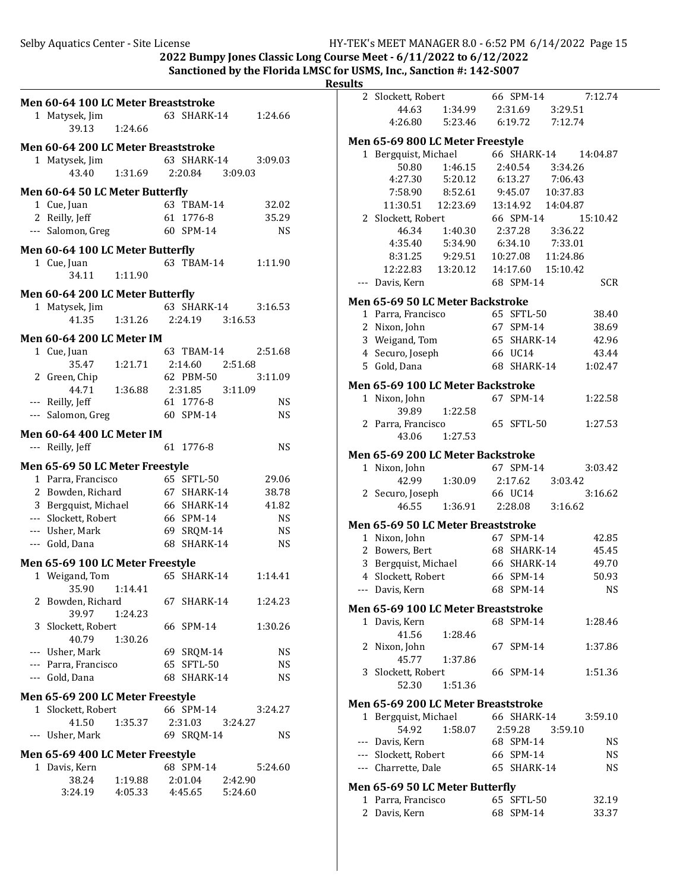**2022 Bumpy Jones Classic Long Course Meet - 6/11/2022 to 6/12/2022**

**Sanctioned by the Florida LMSC for USMS, Inc., Sanction #: 142-S007**

**Results**

### Men 60-64 100 LC Meter Breaststroke

| Place | Name | Age | Team | Time |
|---|---|---|---|---|
| 1 | Matysek, Jim | 63 | SHARK-14 | 1:24.66 |
| | 39.13 1:24.66 | | | |

### Men 60-64 200 LC Meter Breaststroke

| Place | Name | Age | Team | Time |
|---|---|---|---|---|
| 1 | Matysek, Jim | 63 | SHARK-14 | 3:09.03 |
| | 43.40 1:31.69 2:20.84 3:09.03 | | | |

### Men 60-64 50 LC Meter Butterfly

| Place | Name | Age | Team | Time |
|---|---|---|---|---|
| 1 | Cue, Juan | 63 | TBAM-14 | 32.02 |
| 2 | Reilly, Jeff | 61 | 1776-8 | 35.29 |
| --- | Salomon, Greg | 60 | SPM-14 | NS |

### Men 60-64 100 LC Meter Butterfly

| Place | Name | Age | Team | Time |
|---|---|---|---|---|
| 1 | Cue, Juan | 63 | TBAM-14 | 1:11.90 |
| | 34.11 1:11.90 | | | |

### Men 60-64 200 LC Meter Butterfly

| Place | Name | Age | Team | Time |
|---|---|---|---|---|
| 1 | Matysek, Jim | 63 | SHARK-14 | 3:16.53 |
| | 41.35 1:31.26 2:24.19 3:16.53 | | | |

### Men 60-64 200 LC Meter IM

| Place | Name | Age | Team | Time |
|---|---|---|---|---|
| 1 | Cue, Juan | 63 | TBAM-14 | 2:51.68 |
| | 35.47 1:21.71 2:14.60 2:51.68 | | | |
| 2 | Green, Chip | 62 | PBM-50 | 3:11.09 |
| | 44.71 1:36.88 2:31.85 3:11.09 | | | |
| --- | Reilly, Jeff | 61 | 1776-8 | NS |
| --- | Salomon, Greg | 60 | SPM-14 | NS |

### Men 60-64 400 LC Meter IM

| Place | Name | Age | Team | Time |
|---|---|---|---|---|
| --- | Reilly, Jeff | 61 | 1776-8 | NS |

### Men 65-69 50 LC Meter Freestyle

| Place | Name | Age | Team | Time |
|---|---|---|---|---|
| 1 | Parra, Francisco | 65 | SFTL-50 | 29.06 |
| 2 | Bowden, Richard | 67 | SHARK-14 | 38.78 |
| 3 | Bergquist, Michael | 66 | SHARK-14 | 41.82 |
| --- | Slockett, Robert | 66 | SPM-14 | NS |
| --- | Usher, Mark | 69 | SRQM-14 | NS |
| --- | Gold, Dana | 68 | SHARK-14 | NS |

### Men 65-69 100 LC Meter Freestyle

| Place | Name | Age | Team | Time |
|---|---|---|---|---|
| 1 | Weigand, Tom | 65 | SHARK-14 | 1:14.41 |
| | 35.90 1:14.41 | | | |
| 2 | Bowden, Richard | 67 | SHARK-14 | 1:24.23 |
| | 39.97 1:24.23 | | | |
| 3 | Slockett, Robert | 66 | SPM-14 | 1:30.26 |
| | 40.79 1:30.26 | | | |
| --- | Usher, Mark | 69 | SRQM-14 | NS |
| --- | Parra, Francisco | 65 | SFTL-50 | NS |
| --- | Gold, Dana | 68 | SHARK-14 | NS |

### Men 65-69 200 LC Meter Freestyle

| Place | Name | Age | Team | Time |
|---|---|---|---|---|
| 1 | Slockett, Robert | 66 | SPM-14 | 3:24.27 |
| | 41.50 1:35.37 2:31.03 3:24.27 | | | |
| --- | Usher, Mark | 69 | SRQM-14 | NS |

### Men 65-69 400 LC Meter Freestyle

| Place | Name | Age | Team | Time |
|---|---|---|---|---|
| 1 | Davis, Kern | 68 | SPM-14 | 5:24.60 |
| | 38.24 1:19.88 2:01.04 2:42.90 | | | |
| | 3:24.19 4:05.33 4:45.65 5:24.60 | | | |
| 2 | Slockett, Robert | 66 | SPM-14 | 7:12.74 |
| | 44.63 1:34.99 2:31.69 3:29.51 | | | |
| | 4:26.80 5:23.46 6:19.72 7:12.74 | | | |

### Men 65-69 800 LC Meter Freestyle

| Place | Name | Age | Team | Time |
|---|---|---|---|---|
| 1 | Bergquist, Michael | 66 | SHARK-14 | 14:04.87 |
| | 50.80 1:46.15 2:40.54 3:34.26 | | | |
| | 4:27.30 5:20.12 6:13.27 7:06.43 | | | |
| | 7:58.90 8:52.61 9:45.07 10:37.83 | | | |
| | 11:30.51 12:23.69 13:14.92 14:04.87 | | | |
| 2 | Slockett, Robert | 66 | SPM-14 | 15:10.42 |
| | 46.34 1:40.30 2:37.28 3:36.22 | | | |
| | 4:35.40 5:34.90 6:34.10 7:33.01 | | | |
| | 8:31.25 9:29.51 10:27.08 11:24.86 | | | |
| | 12:22.83 13:20.12 14:17.60 15:10.42 | | | |
| --- | Davis, Kern | 68 | SPM-14 | SCR |

### Men 65-69 50 LC Meter Backstroke

| Place | Name | Age | Team | Time |
|---|---|---|---|---|
| 1 | Parra, Francisco | 65 | SFTL-50 | 38.40 |
| 2 | Nixon, John | 67 | SPM-14 | 38.69 |
| 3 | Weigand, Tom | 65 | SHARK-14 | 42.96 |
| 4 | Securo, Joseph | 66 | UC14 | 43.44 |
| 5 | Gold, Dana | 68 | SHARK-14 | 1:02.47 |

### Men 65-69 100 LC Meter Backstroke

| Place | Name | Age | Team | Time |
|---|---|---|---|---|
| 1 | Nixon, John | 67 | SPM-14 | 1:22.58 |
| | 39.89 1:22.58 | | | |
| 2 | Parra, Francisco | 65 | SFTL-50 | 1:27.53 |
| | 43.06 1:27.53 | | | |

### Men 65-69 200 LC Meter Backstroke

| Place | Name | Age | Team | Time |
|---|---|---|---|---|
| 1 | Nixon, John | 67 | SPM-14 | 3:03.42 |
| | 42.99 1:30.09 2:17.62 3:03.42 | | | |
| 2 | Securo, Joseph | 66 | UC14 | 3:16.62 |
| | 46.55 1:36.91 2:28.08 3:16.62 | | | |

### Men 65-69 50 LC Meter Breaststroke

| Place | Name | Age | Team | Time |
|---|---|---|---|---|
| 1 | Nixon, John | 67 | SPM-14 | 42.85 |
| 2 | Bowers, Bert | 68 | SHARK-14 | 45.45 |
| 3 | Bergquist, Michael | 66 | SHARK-14 | 49.70 |
| 4 | Slockett, Robert | 66 | SPM-14 | 50.93 |
| --- | Davis, Kern | 68 | SPM-14 | NS |

### Men 65-69 100 LC Meter Breaststroke

| Place | Name | Age | Team | Time |
|---|---|---|---|---|
| 1 | Davis, Kern | 68 | SPM-14 | 1:28.46 |
| | 41.56 1:28.46 | | | |
| 2 | Nixon, John | 67 | SPM-14 | 1:37.86 |
| | 45.77 1:37.86 | | | |
| 3 | Slockett, Robert | 66 | SPM-14 | 1:51.36 |
| | 52.30 1:51.36 | | | |

### Men 65-69 200 LC Meter Breaststroke

| Place | Name | Age | Team | Time |
|---|---|---|---|---|
| 1 | Bergquist, Michael | 66 | SHARK-14 | 3:59.10 |
| | 54.92 1:58.07 2:59.28 3:59.10 | | | |
| --- | Davis, Kern | 68 | SPM-14 | NS |
| --- | Slockett, Robert | 66 | SPM-14 | NS |
| --- | Charrette, Dale | 65 | SHARK-14 | NS |

### Men 65-69 50 LC Meter Butterfly

| Place | Name | Age | Team | Time |
|---|---|---|---|---|
| 1 | Parra, Francisco | 65 | SFTL-50 | 32.19 |
| 2 | Davis, Kern | 68 | SPM-14 | 33.37 |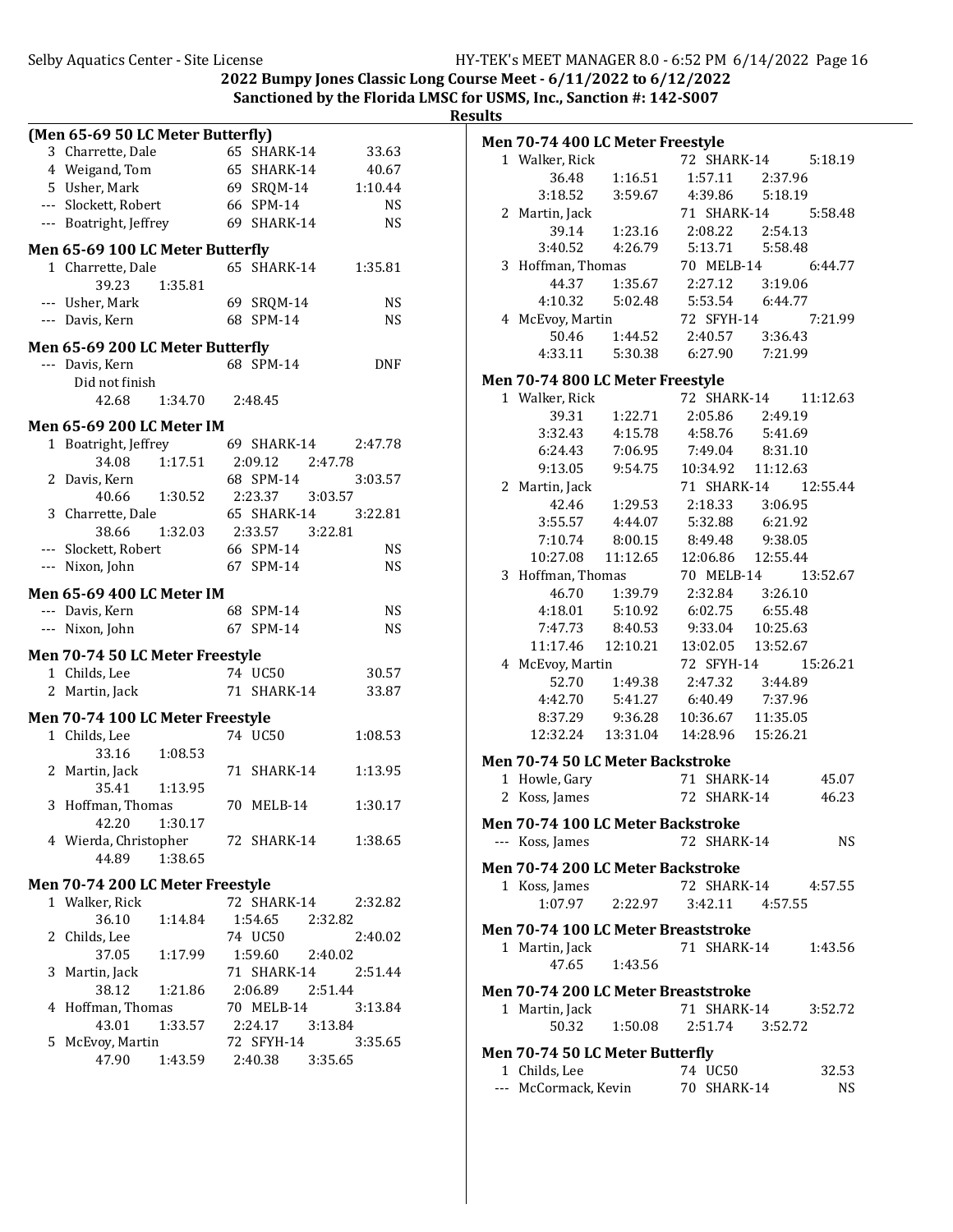2022 Bumpy Jones Classic Long Course Meet - 6/11/2022 to 6/12/2022

Sanctioned by the Florida LMSC for USMS, Inc., Sanction #: 142-S007

## Results

### (Men 65-69 50 LC Meter Butterfly)

| Place | Name | Age | Team | Time |
|---|---|---|---|---|
| 3 | Charrette, Dale | 65 | SHARK-14 | 33.63 |
| 4 | Weigand, Tom | 65 | SHARK-14 | 40.67 |
| 5 | Usher, Mark | 69 | SRQM-14 | 1:10.44 |
| --- | Slockett, Robert | 66 | SPM-14 | NS |
| --- | Boatright, Jeffrey | 69 | SHARK-14 | NS |

### Men 65-69 100 LC Meter Butterfly

| Place | Name | Age | Team | Time |
|---|---|---|---|---|
| 1 | Charrette, Dale | 65 | SHARK-14 | 1:35.81 |
| | 39.23 1:35.81 | | | |
| --- | Usher, Mark | 69 | SRQM-14 | NS |
| --- | Davis, Kern | 68 | SPM-14 | NS |

### Men 65-69 200 LC Meter Butterfly

| Place | Name | Age | Team | Time |
|---|---|---|---|---|
| --- | Davis, Kern | 68 | SPM-14 | DNF |
| | Did not finish | | | |
| | 42.68 1:34.70 2:48.45 | | | |

### Men 65-69 200 LC Meter IM

| Place | Name | Age | Team | Time |
|---|---|---|---|---|
| 1 | Boatright, Jeffrey | 69 | SHARK-14 | 2:47.78 |
| | 34.08 1:17.51 2:09.12 2:47.78 | | | |
| 2 | Davis, Kern | 68 | SPM-14 | 3:03.57 |
| | 40.66 1:30.52 2:23.37 3:03.57 | | | |
| 3 | Charrette, Dale | 65 | SHARK-14 | 3:22.81 |
| | 38.66 1:32.03 2:33.57 3:22.81 | | | |
| --- | Slockett, Robert | 66 | SPM-14 | NS |
| --- | Nixon, John | 67 | SPM-14 | NS |

### Men 65-69 400 LC Meter IM

| Place | Name | Age | Team | Time |
|---|---|---|---|---|
| --- | Davis, Kern | 68 | SPM-14 | NS |
| --- | Nixon, John | 67 | SPM-14 | NS |

### Men 70-74 50 LC Meter Freestyle

| Place | Name | Age | Team | Time |
|---|---|---|---|---|
| 1 | Childs, Lee | 74 | UC50 | 30.57 |
| 2 | Martin, Jack | 71 | SHARK-14 | 33.87 |

### Men 70-74 100 LC Meter Freestyle

| Place | Name | Age | Team | Time |
|---|---|---|---|---|
| 1 | Childs, Lee | 74 | UC50 | 1:08.53 |
| | 33.16 1:08.53 | | | |
| 2 | Martin, Jack | 71 | SHARK-14 | 1:13.95 |
| | 35.41 1:13.95 | | | |
| 3 | Hoffman, Thomas | 70 | MELB-14 | 1:30.17 |
| | 42.20 1:30.17 | | | |
| 4 | Wierda, Christopher | 72 | SHARK-14 | 1:38.65 |
| | 44.89 1:38.65 | | | |

### Men 70-74 200 LC Meter Freestyle

| Place | Name | Age | Team | Time |
|---|---|---|---|---|
| 1 | Walker, Rick | 72 | SHARK-14 | 2:32.82 |
| | 36.10 1:14.84 1:54.65 2:32.82 | | | |
| 2 | Childs, Lee | 74 | UC50 | 2:40.02 |
| | 37.05 1:17.99 1:59.60 2:40.02 | | | |
| 3 | Martin, Jack | 71 | SHARK-14 | 2:51.44 |
| | 38.12 1:21.86 2:06.89 2:51.44 | | | |
| 4 | Hoffman, Thomas | 70 | MELB-14 | 3:13.84 |
| | 43.01 1:33.57 2:24.17 3:13.84 | | | |
| 5 | McEvoy, Martin | 72 | SFYH-14 | 3:35.65 |
| | 47.90 1:43.59 2:40.38 3:35.65 | | | |

### Men 70-74 400 LC Meter Freestyle

| Place | Name | Age | Team | Time |
|---|---|---|---|---|
| 1 | Walker, Rick | 72 | SHARK-14 | 5:18.19 |
| | 36.48 1:16.51 1:57.11 2:37.96 | | | |
| | 3:18.52 3:59.67 4:39.86 5:18.19 | | | |
| 2 | Martin, Jack | 71 | SHARK-14 | 5:58.48 |
| | 39.14 1:23.16 2:08.22 2:54.13 | | | |
| | 3:40.52 4:26.79 5:13.71 5:58.48 | | | |
| 3 | Hoffman, Thomas | 70 | MELB-14 | 6:44.77 |
| | 44.37 1:35.67 2:27.12 3:19.06 | | | |
| | 4:10.32 5:02.48 5:53.54 6:44.77 | | | |
| 4 | McEvoy, Martin | 72 | SFYH-14 | 7:21.99 |
| | 50.46 1:44.52 2:40.57 3:36.43 | | | |
| | 4:33.11 5:30.38 6:27.90 7:21.99 | | | |

### Men 70-74 800 LC Meter Freestyle

| Place | Name | Age | Team | Time |
|---|---|---|---|---|
| 1 | Walker, Rick | 72 | SHARK-14 | 11:12.63 |
| | 39.31 1:22.71 2:05.86 2:49.19 | | | |
| | 3:32.43 4:15.78 4:58.76 5:41.69 | | | |
| | 6:24.43 7:06.95 7:49.04 8:31.10 | | | |
| | 9:13.05 9:54.75 10:34.92 11:12.63 | | | |
| 2 | Martin, Jack | 71 | SHARK-14 | 12:55.44 |
| | 42.46 1:29.53 2:18.33 3:06.95 | | | |
| | 3:55.57 4:44.07 5:32.88 6:21.92 | | | |
| | 7:10.74 8:00.15 8:49.48 9:38.05 | | | |
| | 10:27.08 11:12.65 12:06.86 12:55.44 | | | |
| 3 | Hoffman, Thomas | 70 | MELB-14 | 13:52.67 |
| | 46.70 1:39.79 2:32.84 3:26.10 | | | |
| | 4:18.01 5:10.92 6:02.75 6:55.48 | | | |
| | 7:47.73 8:40.53 9:33.04 10:25.63 | | | |
| | 11:17.46 12:10.21 13:02.05 13:52.67 | | | |
| 4 | McEvoy, Martin | 72 | SFYH-14 | 15:26.21 |
| | 52.70 1:49.38 2:47.32 3:44.89 | | | |
| | 4:42.70 5:41.27 6:40.49 7:37.96 | | | |
| | 8:37.29 9:36.28 10:36.67 11:35.05 | | | |
| | 12:32.24 13:31.04 14:28.96 15:26.21 | | | |

### Men 70-74 50 LC Meter Backstroke

| Place | Name | Age | Team | Time |
|---|---|---|---|---|
| 1 | Howle, Gary | 71 | SHARK-14 | 45.07 |
| 2 | Koss, James | 72 | SHARK-14 | 46.23 |

### Men 70-74 100 LC Meter Backstroke

| Place | Name | Age | Team | Time |
|---|---|---|---|---|
| --- | Koss, James | 72 | SHARK-14 | NS |

### Men 70-74 200 LC Meter Backstroke

| Place | Name | Age | Team | Time |
|---|---|---|---|---|
| 1 | Koss, James | 72 | SHARK-14 | 4:57.55 |
| | 1:07.97 2:22.97 3:42.11 4:57.55 | | | |

### Men 70-74 100 LC Meter Breaststroke

| Place | Name | Age | Team | Time |
|---|---|---|---|---|
| 1 | Martin, Jack | 71 | SHARK-14 | 1:43.56 |
| | 47.65 1:43.56 | | | |

### Men 70-74 200 LC Meter Breaststroke

| Place | Name | Age | Team | Time |
|---|---|---|---|---|
| 1 | Martin, Jack | 71 | SHARK-14 | 3:52.72 |
| | 50.32 1:50.08 2:51.74 3:52.72 | | | |

### Men 70-74 50 LC Meter Butterfly

| Place | Name | Age | Team | Time |
|---|---|---|---|---|
| 1 | Childs, Lee | 74 | UC50 | 32.53 |
| --- | McCormack, Kevin | 70 | SHARK-14 | NS |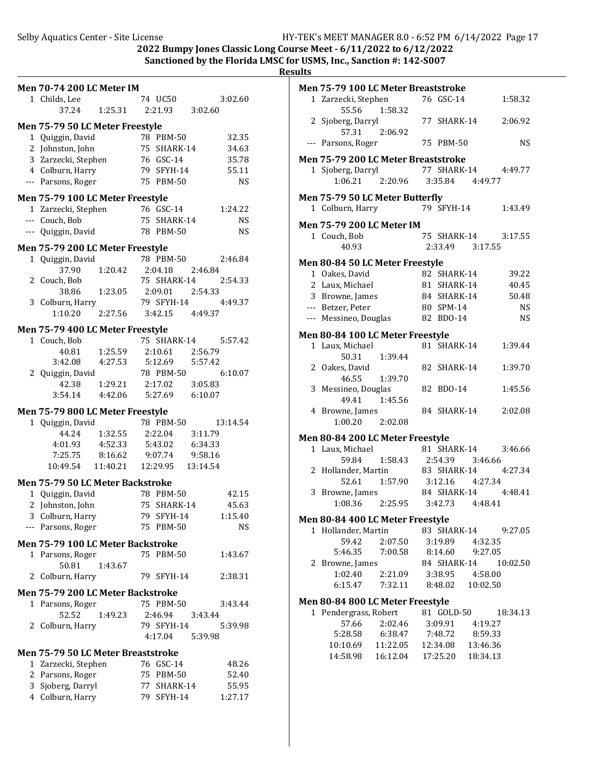## 2022 Bumpy Jones Classic Long Course Meet - 6/11/2022 to 6/12/2022

### Sanctioned by the Florida LMSC for USMS, Inc., Sanction #: 142-S007

### Results

**Men 70-74 200 LC Meter IM**

```
  1 Childs, Lee                  74 UC50                3:02.60
        37.24     1:25.31     2:21.93     3:02.60
```

**Men 75-79 50 LC Meter Freestyle**

```
  1 Quiggin, David               78 PBM-50                32.35
  2 Johnston, John               75 SHARK-14              34.63
  3 Zarzecki, Stephen            76 GSC-14                35.78
  4 Colburn, Harry               79 SFYH-14               55.11
--- Parsons, Roger               75 PBM-50                   NS
```

**Men 75-79 100 LC Meter Freestyle**

```
  1 Zarzecki, Stephen            76 GSC-14              1:24.22
--- Couch, Bob                   75 SHARK-14                 NS
--- Quiggin, David               78 PBM-50                   NS
```

**Men 75-79 200 LC Meter Freestyle**

```
  1 Quiggin, David               78 PBM-50              2:46.84
        37.90     1:20.42     2:04.18     2:46.84
  2 Couch, Bob                   75 SHARK-14            2:54.33
        38.86     1:23.05     2:09.01     2:54.33
  3 Colburn, Harry               79 SFYH-14             4:49.37
      1:10.20     2:27.56     3:42.15     4:49.37
```

**Men 75-79 400 LC Meter Freestyle**

```
  1 Couch, Bob                   75 SHARK-14            5:57.42
        40.81     1:25.59     2:10.61     2:56.79
      3:42.08     4:27.53     5:12.69     5:57.42
  2 Quiggin, David               78 PBM-50              6:10.07
        42.38     1:29.21     2:17.02     3:05.83
      3:54.14     4:42.06     5:27.69     6:10.07
```

**Men 75-79 800 LC Meter Freestyle**

```
  1 Quiggin, David               78 PBM-50             13:14.54
        44.24     1:32.55     2:22.04     3:11.79
      4:01.93     4:52.33     5:43.02     6:34.33
      7:25.75     8:16.62     9:07.74     9:58.16
     10:49.54    11:40.21    12:29.95    13:14.54
```

**Men 75-79 50 LC Meter Backstroke**

```
  1 Quiggin, David               78 PBM-50                42.15
  2 Johnston, John               75 SHARK-14              45.63
  3 Colburn, Harry               79 SFYH-14             1:15.40
--- Parsons, Roger               75 PBM-50                   NS
```

**Men 75-79 100 LC Meter Backstroke**

```
  1 Parsons, Roger               75 PBM-50              1:43.67
        50.81     1:43.67
  2 Colburn, Harry               79 SFYH-14             2:38.31
```

**Men 75-79 200 LC Meter Backstroke**

```
  1 Parsons, Roger               75 PBM-50              3:43.44
        52.52     1:49.23     2:46.94     3:43.44
  2 Colburn, Harry               79 SFYH-14             5:39.98
                              4:17.04     5:39.98
```

**Men 75-79 50 LC Meter Breaststroke**

```
  1 Zarzecki, Stephen            76 GSC-14                48.26
  2 Parsons, Roger               75 PBM-50                52.40
  3 Sjoberg, Darryl              77 SHARK-14              55.95
  4 Colburn, Harry               79 SFYH-14             1:27.17
```

**Men 75-79 100 LC Meter Breaststroke**

```
  1 Zarzecki, Stephen            76 GSC-14              1:58.32
        55.56     1:58.32
  2 Sjoberg, Darryl              77 SHARK-14            2:06.92
        57.31     2:06.92
--- Parsons, Roger               75 PBM-50                   NS
```

**Men 75-79 200 LC Meter Breaststroke**

```
  1 Sjoberg, Darryl              77 SHARK-14            4:49.77
      1:06.21     2:20.96     3:35.84     4:49.77
```

**Men 75-79 50 LC Meter Butterfly**

```
  1 Colburn, Harry               79 SFYH-14             1:43.49
```

**Men 75-79 200 LC Meter IM**

```
  1 Couch, Bob                   75 SHARK-14            3:17.55
        40.93                 2:33.49     3:17.55
```

**Men 80-84 50 LC Meter Freestyle**

```
  1 Oakes, David                 82 SHARK-14              39.22
  2 Laux, Michael                81 SHARK-14              40.45
  3 Browne, James                84 SHARK-14              50.48
--- Betzer, Peter                80 SPM-14                   NS
--- Messineo, Douglas            82 BDO-14                   NS
```

**Men 80-84 100 LC Meter Freestyle**

```
  1 Laux, Michael                81 SHARK-14            1:39.44
        50.31     1:39.44
  2 Oakes, David                 82 SHARK-14            1:39.70
        46.55     1:39.70
  3 Messineo, Douglas            82 BDO-14              1:45.56
        49.41     1:45.56
  4 Browne, James                84 SHARK-14            2:02.08
      1:00.20     2:02.08
```

**Men 80-84 200 LC Meter Freestyle**

```
  1 Laux, Michael                81 SHARK-14            3:46.66
        59.84     1:58.43     2:54.39     3:46.66
  2 Hollander, Martin            83 SHARK-14            4:27.34
        52.61     1:57.90     3:12.16     4:27.34
  3 Browne, James                84 SHARK-14            4:48.41
      1:08.36     2:25.95     3:42.73     4:48.41
```

**Men 80-84 400 LC Meter Freestyle**

```
  1 Hollander, Martin            83 SHARK-14            9:27.05
        59.42     2:07.50     3:19.89     4:32.35
      5:46.35     7:00.58     8:14.60     9:27.05
  2 Browne, James                84 SHARK-14           10:02.50
      1:02.40     2:21.09     3:38.95     4:58.00
      6:15.47     7:32.11     8:48.02    10:02.50
```

**Men 80-84 800 LC Meter Freestyle**

```
  1 Pendergrass, Robert          81 GOLD-50            18:34.13
        57.66     2:02.46     3:09.91     4:19.27
      5:28.58     6:38.47     7:48.72     8:59.33
     10:10.69    11:22.05    12:34.08    13:46.36
     14:58.98    16:12.04    17:25.20    18:34.13
```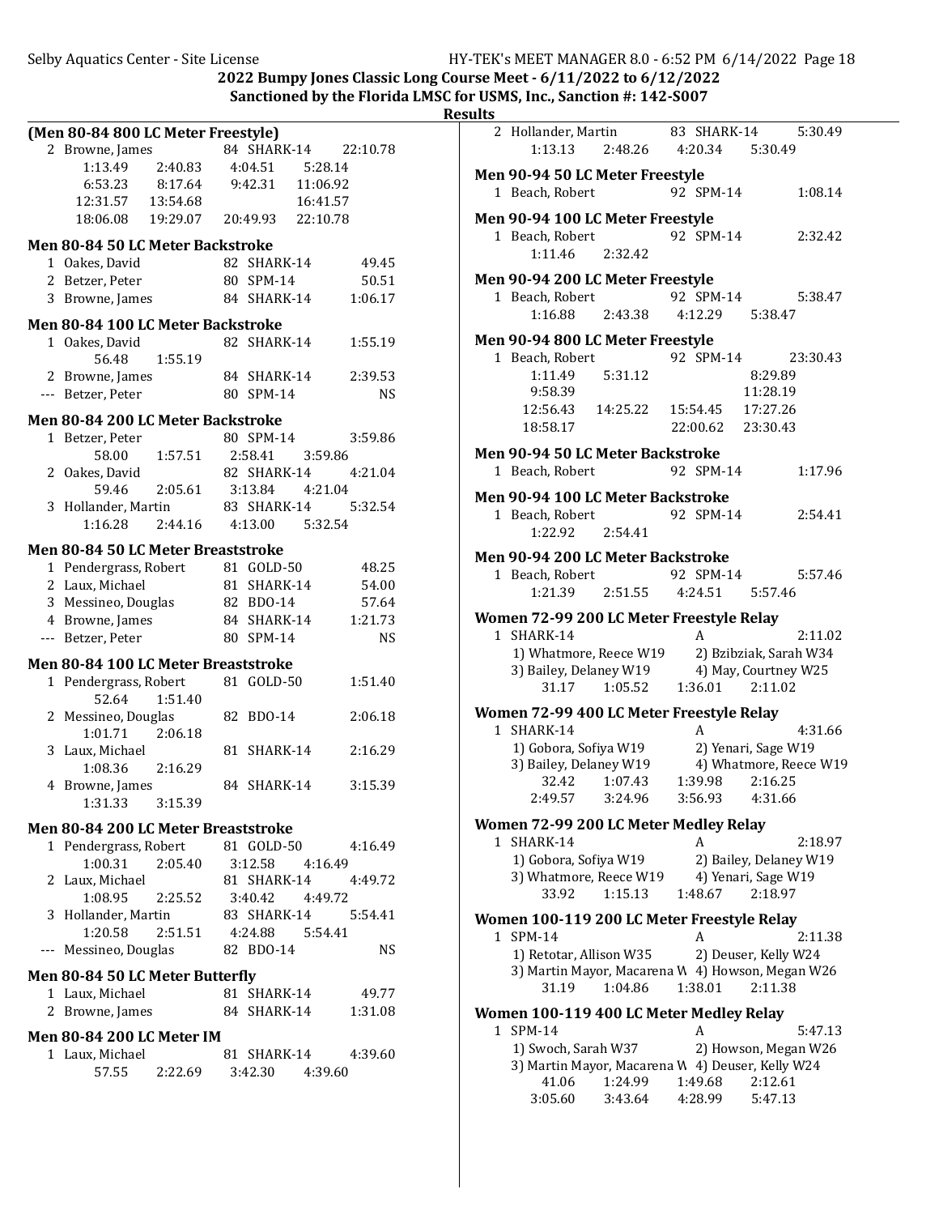## Results

### (Men 80-84 800 LC Meter Freestyle)

| Place | Name | Age | Team | Time |
|---|---|---|---|---|
| 2 | Browne, James | 84 | SHARK-14 | 22:10.78 |

1:13.49 2:40.83 4:04.51 5:28.14
6:53.23 8:17.64 9:42.31 11:06.92
12:31.57 13:54.68 16:41.57
18:06.08 19:29.07 20:49.93 22:10.78

### Men 80-84 50 LC Meter Backstroke

| Place | Name | Age | Team | Time |
|---|---|---|---|---|
| 1 | Oakes, David | 82 | SHARK-14 | 49.45 |
| 2 | Betzer, Peter | 80 | SPM-14 | 50.51 |
| 3 | Browne, James | 84 | SHARK-14 | 1:06.17 |

### Men 80-84 100 LC Meter Backstroke

| Place | Name | Age | Team | Time |
|---|---|---|---|---|
| 1 | Oakes, David | 82 | SHARK-14 | 1:55.19 |
| | 56.48 1:55.19 | | | |
| 2 | Browne, James | 84 | SHARK-14 | 2:39.53 |
| --- | Betzer, Peter | 80 | SPM-14 | NS |

### Men 80-84 200 LC Meter Backstroke

| Place | Name | Age | Team | Time |
|---|---|---|---|---|
| 1 | Betzer, Peter | 80 | SPM-14 | 3:59.86 |
| | 58.00 1:57.51 2:58.41 3:59.86 | | | |
| 2 | Oakes, David | 82 | SHARK-14 | 4:21.04 |
| | 59.46 2:05.61 3:13.84 4:21.04 | | | |
| 3 | Hollander, Martin | 83 | SHARK-14 | 5:32.54 |
| | 1:16.28 2:44.16 4:13.00 5:32.54 | | | |

### Men 80-84 50 LC Meter Breaststroke

| Place | Name | Age | Team | Time |
|---|---|---|---|---|
| 1 | Pendergrass, Robert | 81 | GOLD-50 | 48.25 |
| 2 | Laux, Michael | 81 | SHARK-14 | 54.00 |
| 3 | Messineo, Douglas | 82 | BDO-14 | 57.64 |
| 4 | Browne, James | 84 | SHARK-14 | 1:21.73 |
| --- | Betzer, Peter | 80 | SPM-14 | NS |

### Men 80-84 100 LC Meter Breaststroke

| Place | Name | Age | Team | Time |
|---|---|---|---|---|
| 1 | Pendergrass, Robert | 81 | GOLD-50 | 1:51.40 |
| | 52.64 1:51.40 | | | |
| 2 | Messineo, Douglas | 82 | BDO-14 | 2:06.18 |
| | 1:01.71 2:06.18 | | | |
| 3 | Laux, Michael | 81 | SHARK-14 | 2:16.29 |
| | 1:08.36 2:16.29 | | | |
| 4 | Browne, James | 84 | SHARK-14 | 3:15.39 |
| | 1:31.33 3:15.39 | | | |

### Men 80-84 200 LC Meter Breaststroke

| Place | Name | Age | Team | Time |
|---|---|---|---|---|
| 1 | Pendergrass, Robert | 81 | GOLD-50 | 4:16.49 |
| | 1:00.31 2:05.40 3:12.58 4:16.49 | | | |
| 2 | Laux, Michael | 81 | SHARK-14 | 4:49.72 |
| | 1:08.95 2:25.52 3:40.42 4:49.72 | | | |
| 3 | Hollander, Martin | 83 | SHARK-14 | 5:54.41 |
| | 1:20.58 2:51.51 4:24.88 5:54.41 | | | |
| --- | Messineo, Douglas | 82 | BDO-14 | NS |

### Men 80-84 50 LC Meter Butterfly

| Place | Name | Age | Team | Time |
|---|---|---|---|---|
| 1 | Laux, Michael | 81 | SHARK-14 | 49.77 |
| 2 | Browne, James | 84 | SHARK-14 | 1:31.08 |

### Men 80-84 200 LC Meter IM

| Place | Name | Age | Team | Time |
|---|---|---|---|---|
| 1 | Laux, Michael | 81 | SHARK-14 | 4:39.60 |
| | 57.55 2:22.69 3:42.30 4:39.60 | | | |
| 2 | Hollander, Martin | 83 | SHARK-14 | 5:30.49 |
| | 1:13.13 2:48.26 4:20.34 5:30.49 | | | |

### Men 90-94 50 LC Meter Freestyle

| Place | Name | Age | Team | Time |
|---|---|---|---|---|
| 1 | Beach, Robert | 92 | SPM-14 | 1:08.14 |

### Men 90-94 100 LC Meter Freestyle

| Place | Name | Age | Team | Time |
|---|---|---|---|---|
| 1 | Beach, Robert | 92 | SPM-14 | 2:32.42 |
| | 1:11.46 2:32.42 | | | |

### Men 90-94 200 LC Meter Freestyle

| Place | Name | Age | Team | Time |
|---|---|---|---|---|
| 1 | Beach, Robert | 92 | SPM-14 | 5:38.47 |
| | 1:16.88 2:43.38 4:12.29 5:38.47 | | | |

### Men 90-94 800 LC Meter Freestyle

| Place | Name | Age | Team | Time |
|---|---|---|---|---|
| 1 | Beach, Robert | 92 | SPM-14 | 23:30.43 |

1:11.49 5:31.12 8:29.89
9:58.39 11:28.19
12:56.43 14:25.22 15:54.45 17:27.26
18:58.17 22:00.62 23:30.43

### Men 90-94 50 LC Meter Backstroke

| Place | Name | Age | Team | Time |
|---|---|---|---|---|
| 1 | Beach, Robert | 92 | SPM-14 | 1:17.96 |

### Men 90-94 100 LC Meter Backstroke

| Place | Name | Age | Team | Time |
|---|---|---|---|---|
| 1 | Beach, Robert | 92 | SPM-14 | 2:54.41 |
| | 1:22.92 2:54.41 | | | |

### Men 90-94 200 LC Meter Backstroke

| Place | Name | Age | Team | Time |
|---|---|---|---|---|
| 1 | Beach, Robert | 92 | SPM-14 | 5:57.46 |
| | 1:21.39 2:51.55 4:24.51 5:57.46 | | | |

### Women 72-99 200 LC Meter Freestyle Relay

| Place | Team | Relay | Time |
|---|---|---|---|
| 1 | SHARK-14 | A | 2:11.02 |

1) Whatmore, Reece W19 2) Bzibziak, Sarah W34
3) Bailey, Delaney W19 4) May, Courtney W25
31.17 1:05.52 1:36.01 2:11.02

### Women 72-99 400 LC Meter Freestyle Relay

| Place | Team | Relay | Time |
|---|---|---|---|
| 1 | SHARK-14 | A | 4:31.66 |

1) Gobora, Sofiya W19 2) Yenari, Sage W19
3) Bailey, Delaney W19 4) Whatmore, Reece W19
32.42 1:07.43 1:39.98 2:16.25
2:49.57 3:24.96 3:56.93 4:31.66

### Women 72-99 200 LC Meter Medley Relay

| Place | Team | Relay | Time |
|---|---|---|---|
| 1 | SHARK-14 | A | 2:18.97 |

1) Gobora, Sofiya W19 2) Bailey, Delaney W19
3) Whatmore, Reece W19 4) Yenari, Sage W19
33.92 1:15.13 1:48.67 2:18.97

### Women 100-119 200 LC Meter Freestyle Relay

| Place | Team | Relay | Time |
|---|---|---|---|
| 1 | SPM-14 | A | 2:11.38 |

1) Retotar, Allison W35 2) Deuser, Kelly W24
3) Martin Mayor, Macarena W 4) Howson, Megan W26
31.19 1:04.86 1:38.01 2:11.38

### Women 100-119 400 LC Meter Medley Relay

| Place | Team | Relay | Time |
|---|---|---|---|
| 1 | SPM-14 | A | 5:47.13 |

1) Swoch, Sarah W37 2) Howson, Megan W26
3) Martin Mayor, Macarena W 4) Deuser, Kelly W24
41.06 1:24.99 1:49.68 2:12.61
3:05.60 3:43.64 4:28.99 5:47.13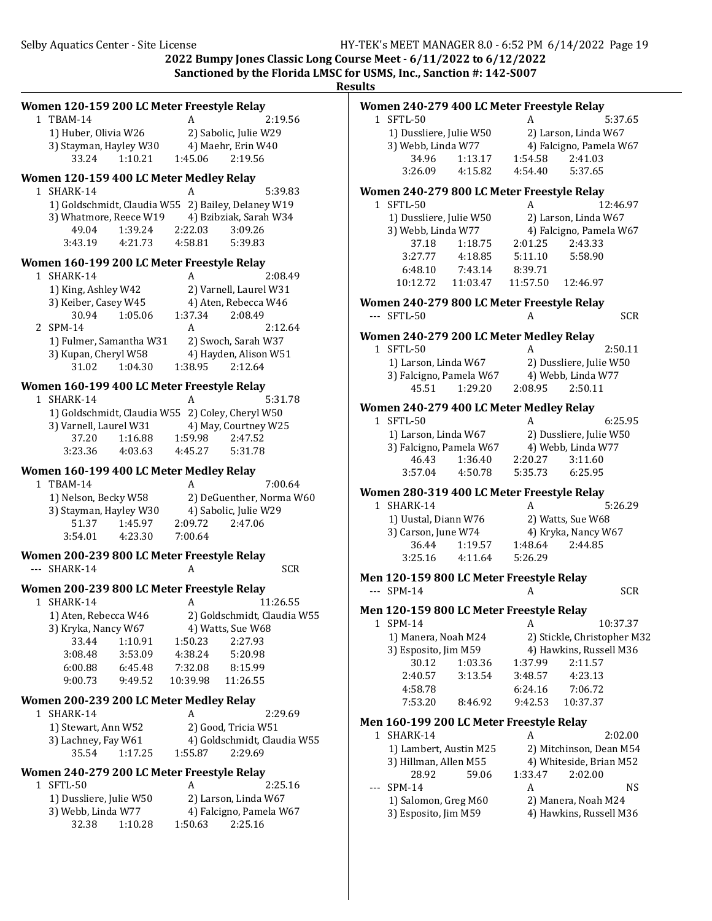**2022 Bumpy Jones Classic Long Course Meet - 6/11/2022 to 6/12/2022**
**Sanctioned by the Florida LMSC for USMS, Inc., Sanction #: 142-S007**
**Results**

### Women 120-159 200 LC Meter Freestyle Relay

```
 1 TBAM-14                        A                 2:19.56
   1) Huber, Olivia W26           2) Sabolic, Julie W29
   3) Stayman, Hayley W30         4) Maehr, Erin W40
        33.24    1:10.21    1:45.06    2:19.56
```

### Women 120-159 400 LC Meter Medley Relay

```
 1 SHARK-14                       A                 5:39.83
   1) Goldschmidt, Claudia W55    2) Bailey, Delaney W19
   3) Whatmore, Reece W19         4) Bzibziak, Sarah W34
        49.04    1:39.24    2:22.03    3:09.26
      3:43.19    4:21.73    4:58.81    5:39.83
```

### Women 160-199 200 LC Meter Freestyle Relay

```
 1 SHARK-14                       A                 2:08.49
   1) King, Ashley W42            2) Varnell, Laurel W31
   3) Keiber, Casey W45           4) Aten, Rebecca W46
        30.94    1:05.06    1:37.34    2:08.49
 2 SPM-14                         A                 2:12.64
   1) Fulmer, Samantha W31        2) Swoch, Sarah W37
   3) Kupan, Cheryl W58           4) Hayden, Alison W51
        31.02    1:04.30    1:38.95    2:12.64
```

### Women 160-199 400 LC Meter Freestyle Relay

```
 1 SHARK-14                       A                 5:31.78
   1) Goldschmidt, Claudia W55    2) Coley, Cheryl W50
   3) Varnell, Laurel W31         4) May, Courtney W25
        37.20    1:16.88    1:59.98    2:47.52
      3:23.36    4:03.63    4:45.27    5:31.78
```

### Women 160-199 400 LC Meter Medley Relay

```
 1 TBAM-14                        A                 7:00.64
   1) Nelson, Becky W58           2) DeGuenther, Norma W60
   3) Stayman, Hayley W30         4) Sabolic, Julie W29
        51.37    1:45.97    2:09.72    2:47.06
      3:54.01    4:23.30    7:00.64
```

### Women 200-239 800 LC Meter Freestyle Relay

```
 --- SHARK-14                     A                     SCR
```

### Women 200-239 800 LC Meter Freestyle Relay

```
 1 SHARK-14                       A                11:26.55
   1) Aten, Rebecca W46           2) Goldschmidt, Claudia W55
   3) Kryka, Nancy W67            4) Watts, Sue W68
        33.44    1:10.91    1:50.23    2:27.93
      3:08.48    3:53.09    4:38.24    5:20.98
      6:00.88    6:45.48    7:32.08    8:15.99
      9:00.73    9:49.52   10:39.98   11:26.55
```

### Women 200-239 200 LC Meter Medley Relay

```
 1 SHARK-14                       A                 2:29.69
   1) Stewart, Ann W52            2) Good, Tricia W51
   3) Lachney, Fay W61            4) Goldschmidt, Claudia W55
        35.54    1:17.25    1:55.87    2:29.69
```

### Women 240-279 200 LC Meter Freestyle Relay

```
 1 SFTL-50                        A                 2:25.16
   1) Dussliere, Julie W50        2) Larson, Linda W67
   3) Webb, Linda W77             4) Falcigno, Pamela W67
        32.38    1:10.28    1:50.63    2:25.16
```

### Women 240-279 400 LC Meter Freestyle Relay

```
 1 SFTL-50                        A                 5:37.65
   1) Dussliere, Julie W50        2) Larson, Linda W67
   3) Webb, Linda W77             4) Falcigno, Pamela W67
        34.96    1:13.17    1:54.58    2:41.03
      3:26.09    4:15.82    4:54.40    5:37.65
```

### Women 240-279 800 LC Meter Freestyle Relay

```
 1 SFTL-50                        A                12:46.97
   1) Dussliere, Julie W50        2) Larson, Linda W67
   3) Webb, Linda W77             4) Falcigno, Pamela W67
        37.18    1:18.75    2:01.25    2:43.33
      3:27.77    4:18.85    5:11.10    5:58.90
      6:48.10    7:43.14    8:39.71
     10:12.72   11:03.47   11:57.50   12:46.97
```

### Women 240-279 800 LC Meter Freestyle Relay

```
 --- SFTL-50                      A                     SCR
```

### Women 240-279 200 LC Meter Medley Relay

```
 1 SFTL-50                        A                 2:50.11
   1) Larson, Linda W67           2) Dussliere, Julie W50
   3) Falcigno, Pamela W67        4) Webb, Linda W77
        45.51    1:29.20    2:08.95    2:50.11
```

### Women 240-279 400 LC Meter Medley Relay

```
 1 SFTL-50                        A                 6:25.95
   1) Larson, Linda W67           2) Dussliere, Julie W50
   3) Falcigno, Pamela W67        4) Webb, Linda W77
        46.43    1:36.40    2:20.27    3:11.60
      3:57.04    4:50.78    5:35.73    6:25.95
```

### Women 280-319 400 LC Meter Freestyle Relay

```
 1 SHARK-14                       A                 5:26.29
   1) Uustal, Diann W76           2) Watts, Sue W68
   3) Carson, June W74            4) Kryka, Nancy W67
        36.44    1:19.57    1:48.64    2:44.85
      3:25.16    4:11.64    5:26.29
```

### Men 120-159 800 LC Meter Freestyle Relay

```
 --- SPM-14                       A                     SCR
```

### Men 120-159 800 LC Meter Freestyle Relay

```
 1 SPM-14                         A                10:37.37
   1) Manera, Noah M24            2) Stickle, Christopher M32
   3) Esposito, Jim M59           4) Hawkins, Russell M36
        30.12    1:03.36    1:37.99    2:11.57
      2:40.57    3:13.54    3:48.57    4:23.13
      4:58.78               6:24.16    7:06.72
      7:53.20    8:46.92    9:42.53   10:37.37
```

### Men 160-199 200 LC Meter Freestyle Relay

```
 1 SHARK-14                       A                 2:02.00
   1) Lambert, Austin M25         2) Mitchinson, Dean M54
   3) Hillman, Allen M55          4) Whiteside, Brian M52
        28.92      59.06    1:33.47    2:02.00
 --- SPM-14                       A                      NS
   1) Salomon, Greg M60           2) Manera, Noah M24
   3) Esposito, Jim M59           4) Hawkins, Russell M36
```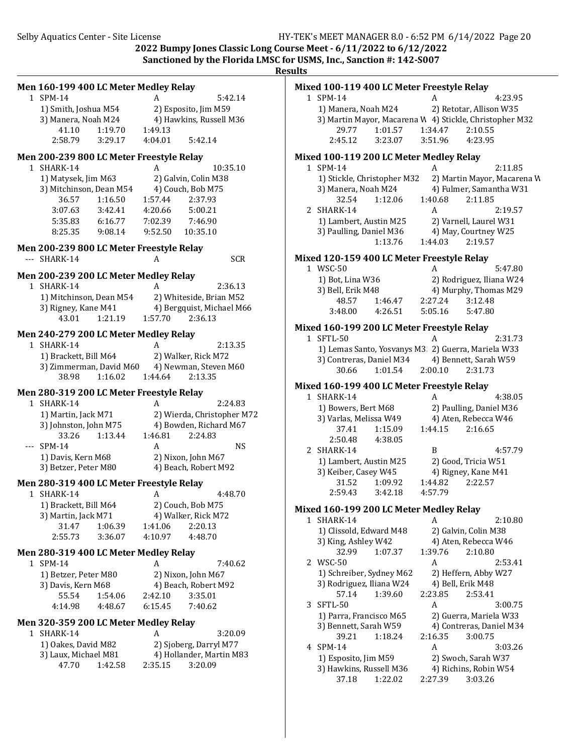## 2022 Bumpy Jones Classic Long Course Meet - 6/11/2022 to 6/12/2022
## Sanctioned by the Florida LMSC for USMS, Inc., Sanction #: 142-S007
## Results

### Men 160-199 400 LC Meter Medley Relay

1 SPM-14 A 5:42.14
1) Smith, Joshua M54 2) Esposito, Jim M59
3) Manera, Noah M24 4) Hawkins, Russell M36
41.10 1:19.70 1:49.13
2:58.79 3:29.17 4:04.01 5:42.14

### Men 200-239 800 LC Meter Freestyle Relay

1 SHARK-14 A 10:35.10
1) Matysek, Jim M63 2) Galvin, Colin M38
3) Mitchinson, Dean M54 4) Couch, Bob M75
36.57 1:16.50 1:57.44 2:37.93
3:07.63 3:42.41 4:20.66 5:00.21
5:35.83 6:16.77 7:02.39 7:46.90
8:25.35 9:08.14 9:52.50 10:35.10

### Men 200-239 800 LC Meter Freestyle Relay

--- SHARK-14 A SCR

### Men 200-239 200 LC Meter Medley Relay

1 SHARK-14 A 2:36.13
1) Mitchinson, Dean M54 2) Whiteside, Brian M52
3) Rigney, Kane M41 4) Bergquist, Michael M66
43.01 1:21.19 1:57.70 2:36.13

### Men 240-279 200 LC Meter Medley Relay

1 SHARK-14 A 2:13.35
1) Brackett, Bill M64 2) Walker, Rick M72
3) Zimmerman, David M60 4) Newman, Steven M60
38.98 1:16.02 1:44.64 2:13.35

### Men 280-319 200 LC Meter Freestyle Relay

1 SHARK-14 A 2:24.83
1) Martin, Jack M71 2) Wierda, Christopher M72
3) Johnston, John M75 4) Bowden, Richard M67
33.26 1:13.44 1:46.81 2:24.83

--- SPM-14 A NS
1) Davis, Kern M68 2) Nixon, John M67
3) Betzer, Peter M80 4) Beach, Robert M92

### Men 280-319 400 LC Meter Freestyle Relay

1 SHARK-14 A 4:48.70
1) Brackett, Bill M64 2) Couch, Bob M75
3) Martin, Jack M71 4) Walker, Rick M72
31.47 1:06.39 1:41.06 2:20.13
2:55.73 3:36.07 4:10.97 4:48.70

### Men 280-319 400 LC Meter Medley Relay

1 SPM-14 A 7:40.62
1) Betzer, Peter M80 2) Nixon, John M67
3) Davis, Kern M68 4) Beach, Robert M92
55.54 1:54.06 2:42.10 3:35.01
4:14.98 4:48.67 6:15.45 7:40.62

### Men 320-359 200 LC Meter Medley Relay

1 SHARK-14 A 3:20.09
1) Oakes, David M82 2) Sjoberg, Darryl M77
3) Laux, Michael M81 4) Hollander, Martin M83
47.70 1:42.58 2:35.15 3:20.09

### Mixed 100-119 400 LC Meter Freestyle Relay

1 SPM-14 A 4:23.95
1) Manera, Noah M24 2) Retotar, Allison W35
3) Martin Mayor, Macarena W 4) Stickle, Christopher M32
29.77 1:01.57 1:34.47 2:10.55
2:45.12 3:23.07 3:51.96 4:23.95

### Mixed 100-119 200 LC Meter Medley Relay

1 SPM-14 A 2:11.85
1) Stickle, Christopher M32 2) Martin Mayor, Macarena W
3) Manera, Noah M24 4) Fulmer, Samantha W31
32.54 1:12.06 1:40.68 2:11.85

2 SHARK-14 A 2:19.57
1) Lambert, Austin M25 2) Varnell, Laurel W31
3) Paulling, Daniel M36 4) May, Courtney W25
1:13.76 1:44.03 2:19.57

### Mixed 120-159 400 LC Meter Freestyle Relay

1 WSC-50 A 5:47.80
1) Bot, Lina W36 2) Rodriguez, Iliana W24
3) Bell, Erik M48 4) Murphy, Thomas M29
48.57 1:46.47 2:27.24 3:12.48
3:48.00 4:26.51 5:05.16 5:47.80

### Mixed 160-199 200 LC Meter Freestyle Relay

1 SFTL-50 A 2:31.73
1) Lemas Santo, Yosvanys M3 2) Guerra, Mariela W33
3) Contreras, Daniel M34 4) Bennett, Sarah W59
30.66 1:01.54 2:00.10 2:31.73

### Mixed 160-199 400 LC Meter Freestyle Relay

1 SHARK-14 A 4:38.05
1) Bowers, Bert M68 2) Paulling, Daniel M36
3) Varlas, Melissa W49 4) Aten, Rebecca W46
37.41 1:15.09 1:44.15 2:16.65
2:50.48 4:38.05

2 SHARK-14 B 4:57.79
1) Lambert, Austin M25 2) Good, Tricia W51
3) Keiber, Casey W45 4) Rigney, Kane M41
31.52 1:09.92 1:44.82 2:22.57
2:59.43 3:42.18 4:57.79

### Mixed 160-199 200 LC Meter Medley Relay

1 SHARK-14 A 2:10.80
1) Clissold, Edward M48 2) Galvin, Colin M38
3) King, Ashley W42 4) Aten, Rebecca W46
32.99 1:07.37 1:39.76 2:10.80

2 WSC-50 A 2:53.41
1) Schreiber, Sydney M62 2) Heffern, Abby W27
3) Rodriguez, Iliana W24 4) Bell, Erik M48
57.14 1:39.60 2:23.85 2:53.41

3 SFTL-50 A 3:00.75
1) Parra, Francisco M65 2) Guerra, Mariela W33
3) Bennett, Sarah W59 4) Contreras, Daniel M34
39.21 1:18.24 2:16.35 3:00.75

4 SPM-14 A 3:03.26
1) Esposito, Jim M59 2) Swoch, Sarah W37
3) Hawkins, Russell M36 4) Richins, Robin W54
37.18 1:22.02 2:27.39 3:03.26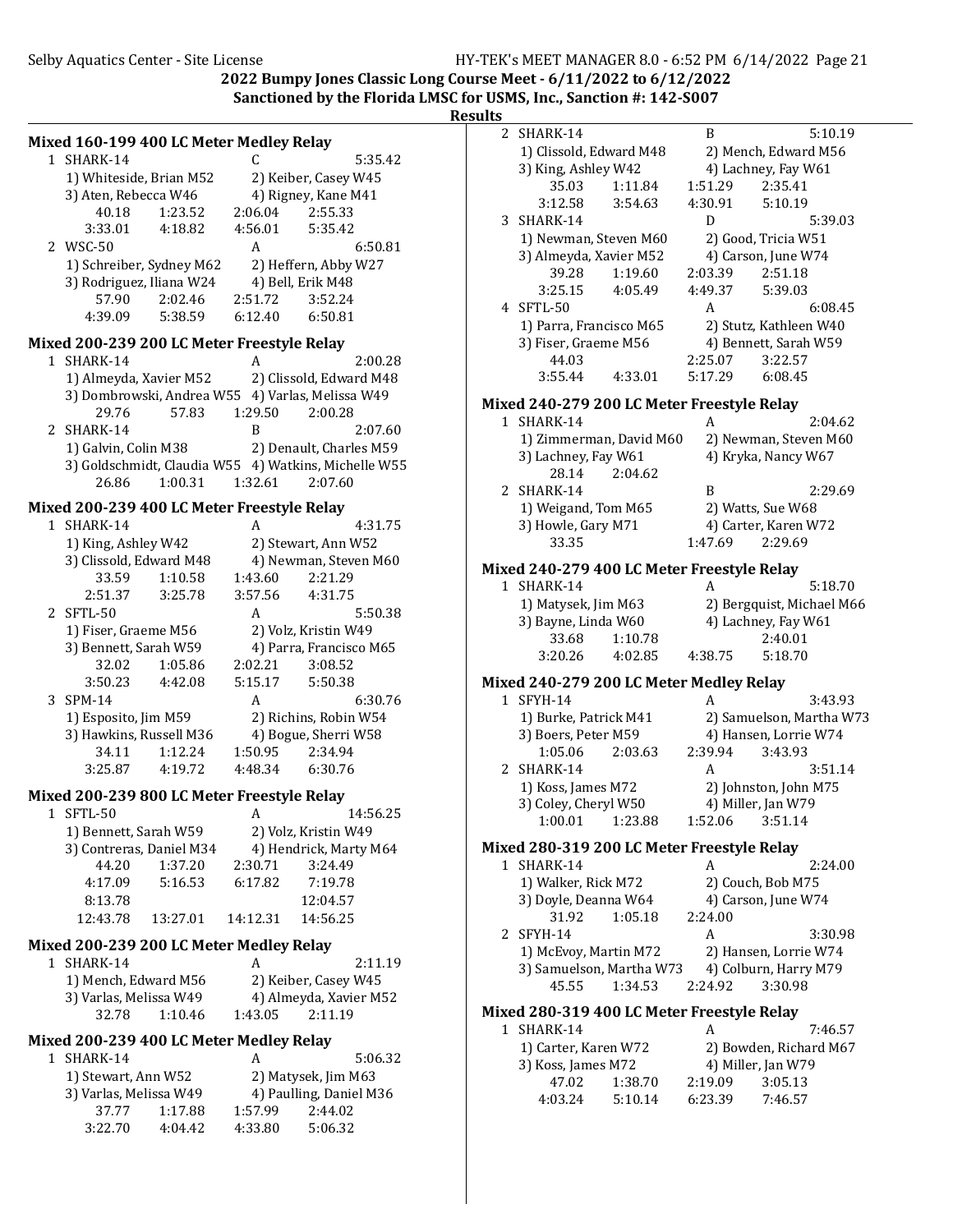2022 Bumpy Jones Classic Long Course Meet - 6/11/2022 to 6/12/2022
Sanctioned by the Florida LMSC for USMS, Inc., Sanction #: 142-S007

**Results**

### Mixed 160-199 400 LC Meter Medley Relay

1 SHARK-14 C 5:35.42
1) Whiteside, Brian M52 2) Keiber, Casey W45
3) Aten, Rebecca W46 4) Rigney, Kane M41
40.18 1:23.52 2:06.04 2:55.33
3:33.01 4:18.82 4:56.01 5:35.42

2 WSC-50 A 6:50.81
1) Schreiber, Sydney M62 2) Heffern, Abby W27
3) Rodriguez, Iliana W24 4) Bell, Erik M48
57.90 2:02.46 2:51.72 3:52.24
4:39.09 5:38.59 6:12.40 6:50.81

### Mixed 200-239 200 LC Meter Freestyle Relay

1 SHARK-14 A 2:00.28
1) Almeyda, Xavier M52 2) Clissold, Edward M48
3) Dombrowski, Andrea W55 4) Varlas, Melissa W49
29.76 57.83 1:29.50 2:00.28

2 SHARK-14 B 2:07.60
1) Galvin, Colin M38 2) Denault, Charles M59
3) Goldschmidt, Claudia W55 4) Watkins, Michelle W55
26.86 1:00.31 1:32.61 2:07.60

### Mixed 200-239 400 LC Meter Freestyle Relay

1 SHARK-14 A 4:31.75
1) King, Ashley W42 2) Stewart, Ann W52
3) Clissold, Edward M48 4) Newman, Steven M60
33.59 1:10.58 1:43.60 2:21.29
2:51.37 3:25.78 3:57.56 4:31.75

2 SFTL-50 A 5:50.38
1) Fiser, Graeme M56 2) Volz, Kristin W49
3) Bennett, Sarah W59 4) Parra, Francisco M65
32.02 1:05.86 2:02.21 3:08.52
3:50.23 4:42.08 5:15.17 5:50.38

3 SPM-14 A 6:30.76
1) Esposito, Jim M59 2) Richins, Robin W54
3) Hawkins, Russell M36 4) Bogue, Sherri W58
34.11 1:12.24 1:50.95 2:34.94
3:25.87 4:19.72 4:48.34 6:30.76

### Mixed 200-239 800 LC Meter Freestyle Relay

1 SFTL-50 A 14:56.25
1) Bennett, Sarah W59 2) Volz, Kristin W49
3) Contreras, Daniel M34 4) Hendrick, Marty M64
44.20 1:37.20 2:30.71 3:24.49
4:17.09 5:16.53 6:17.82 7:19.78
8:13.78 12:04.57
12:43.78 13:27.01 14:12.31 14:56.25

### Mixed 200-239 200 LC Meter Medley Relay

1 SHARK-14 A 2:11.19
1) Mench, Edward M56 2) Keiber, Casey W45
3) Varlas, Melissa W49 4) Almeyda, Xavier M52
32.78 1:10.46 1:43.05 2:11.19

### Mixed 200-239 400 LC Meter Medley Relay

1 SHARK-14 A 5:06.32
1) Stewart, Ann W52 2) Matysek, Jim M63
3) Varlas, Melissa W49 4) Paulling, Daniel M36
37.77 1:17.88 1:57.99 2:44.02
3:22.70 4:04.42 4:33.80 5:06.32

2 SHARK-14 B 5:10.19
1) Clissold, Edward M48 2) Mench, Edward M56
3) King, Ashley W42 4) Lachney, Fay W61
35.03 1:11.84 1:51.29 2:35.41
3:12.58 3:54.63 4:30.91 5:10.19

3 SHARK-14 D 5:39.03
1) Newman, Steven M60 2) Good, Tricia W51
3) Almeyda, Xavier M52 4) Carson, June W74
39.28 1:19.60 2:03.39 2:51.18
3:25.15 4:05.49 4:49.37 5:39.03

4 SFTL-50 A 6:08.45
1) Parra, Francisco M65 2) Stutz, Kathleen W40
3) Fiser, Graeme M56 4) Bennett, Sarah W59
44.03 2:25.07 3:22.57
3:55.44 4:33.01 5:17.29 6:08.45

### Mixed 240-279 200 LC Meter Freestyle Relay

1 SHARK-14 A 2:04.62
1) Zimmerman, David M60 2) Newman, Steven M60
3) Lachney, Fay W61 4) Kryka, Nancy W67
28.14 2:04.62

2 SHARK-14 B 2:29.69
1) Weigand, Tom M65 2) Watts, Sue W68
3) Howle, Gary M71 4) Carter, Karen W72
33.35 1:47.69 2:29.69

### Mixed 240-279 400 LC Meter Freestyle Relay

1 SHARK-14 A 5:18.70
1) Matysek, Jim M63 2) Bergquist, Michael M66
3) Bayne, Linda W60 4) Lachney, Fay W61
33.68 1:10.78 2:40.01
3:20.26 4:02.85 4:38.75 5:18.70

### Mixed 240-279 200 LC Meter Medley Relay

1 SFYH-14 A 3:43.93
1) Burke, Patrick M41 2) Samuelson, Martha W73
3) Boers, Peter M59 4) Hansen, Lorrie W74
1:05.06 2:03.63 2:39.94 3:43.93

2 SHARK-14 A 3:51.14
1) Koss, James M72 2) Johnston, John M75
3) Coley, Cheryl W50 4) Miller, Jan W79
1:00.01 1:23.88 1:52.06 3:51.14

### Mixed 280-319 200 LC Meter Freestyle Relay

1 SHARK-14 A 2:24.00
1) Walker, Rick M72 2) Couch, Bob M75
3) Doyle, Deanna W64 4) Carson, June W74
31.92 1:05.18 2:24.00

2 SFYH-14 A 3:30.98
1) McEvoy, Martin M72 2) Hansen, Lorrie W74
3) Samuelson, Martha W73 4) Colburn, Harry M79
45.55 1:34.53 2:24.92 3:30.98

### Mixed 280-319 400 LC Meter Freestyle Relay

1 SHARK-14 A 7:46.57
1) Carter, Karen W72 2) Bowden, Richard M67
3) Koss, James M72 4) Miller, Jan W79
47.02 1:38.70 2:19.09 3:05.13
4:03.24 5:10.14 6:23.39 7:46.57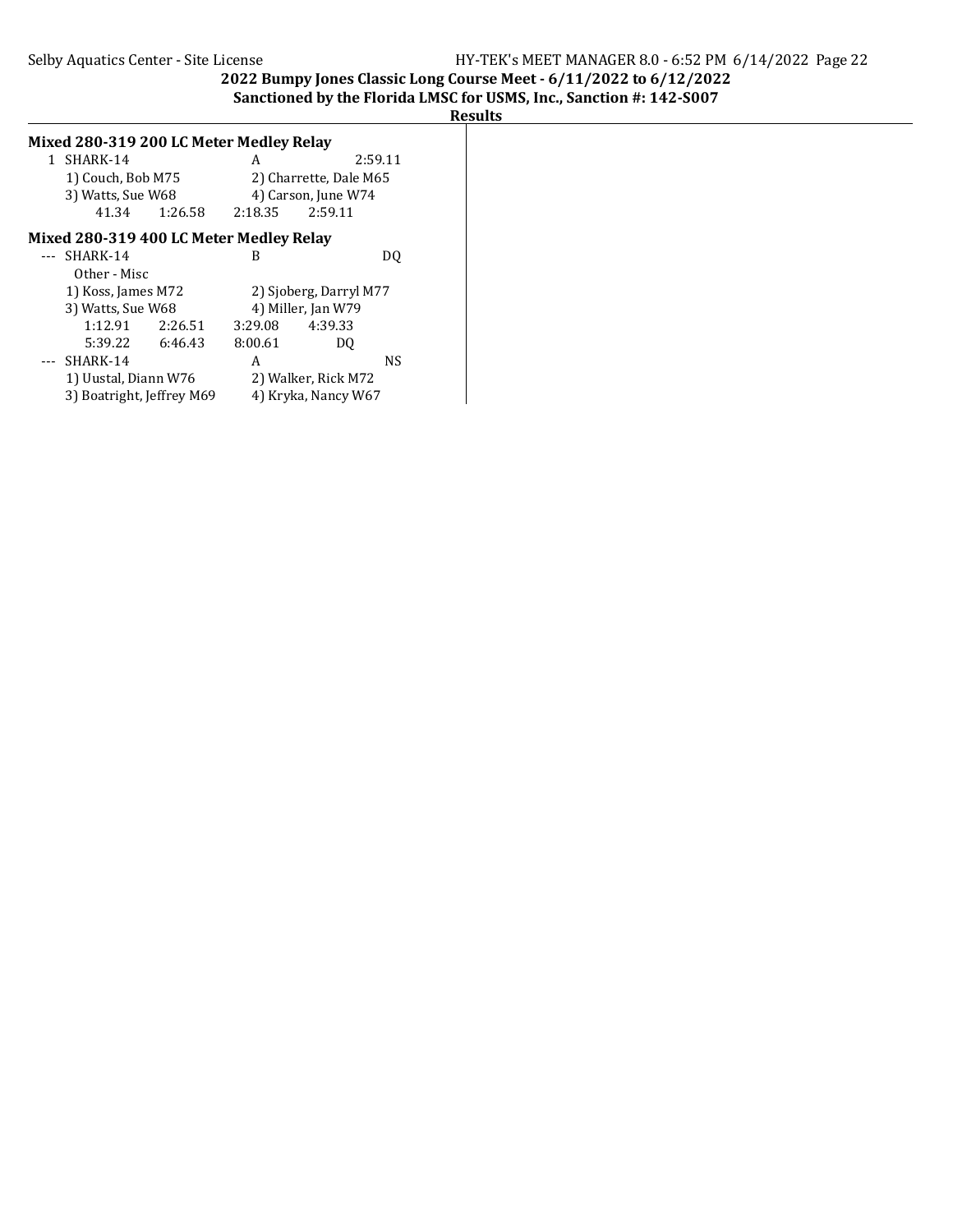2022 Bumpy Jones Classic Long Course Meet - 6/11/2022 to 6/12/2022

Sanctioned by the Florida LMSC for USMS, Inc., Sanction #: 142-S007

**Results**

### Mixed 280-319 200 LC Meter Medley Relay

1 SHARK-14 A 2:59.11

1) Couch, Bob M75 2) Charrette, Dale M65

3) Watts, Sue W68 4) Carson, June W74

41.34 1:26.58 2:18.35 2:59.11

### Mixed 280-319 400 LC Meter Medley Relay

--- SHARK-14 B DQ

Other - Misc

1) Koss, James M72 2) Sjoberg, Darryl M77

3) Watts, Sue W68 4) Miller, Jan W79

1:12.91 2:26.51 3:29.08 4:39.33

5:39.22 6:46.43 8:00.61 DQ

--- SHARK-14 A NS

1) Uustal, Diann W76 2) Walker, Rick M72

3) Boatright, Jeffrey M69 4) Kryka, Nancy W67